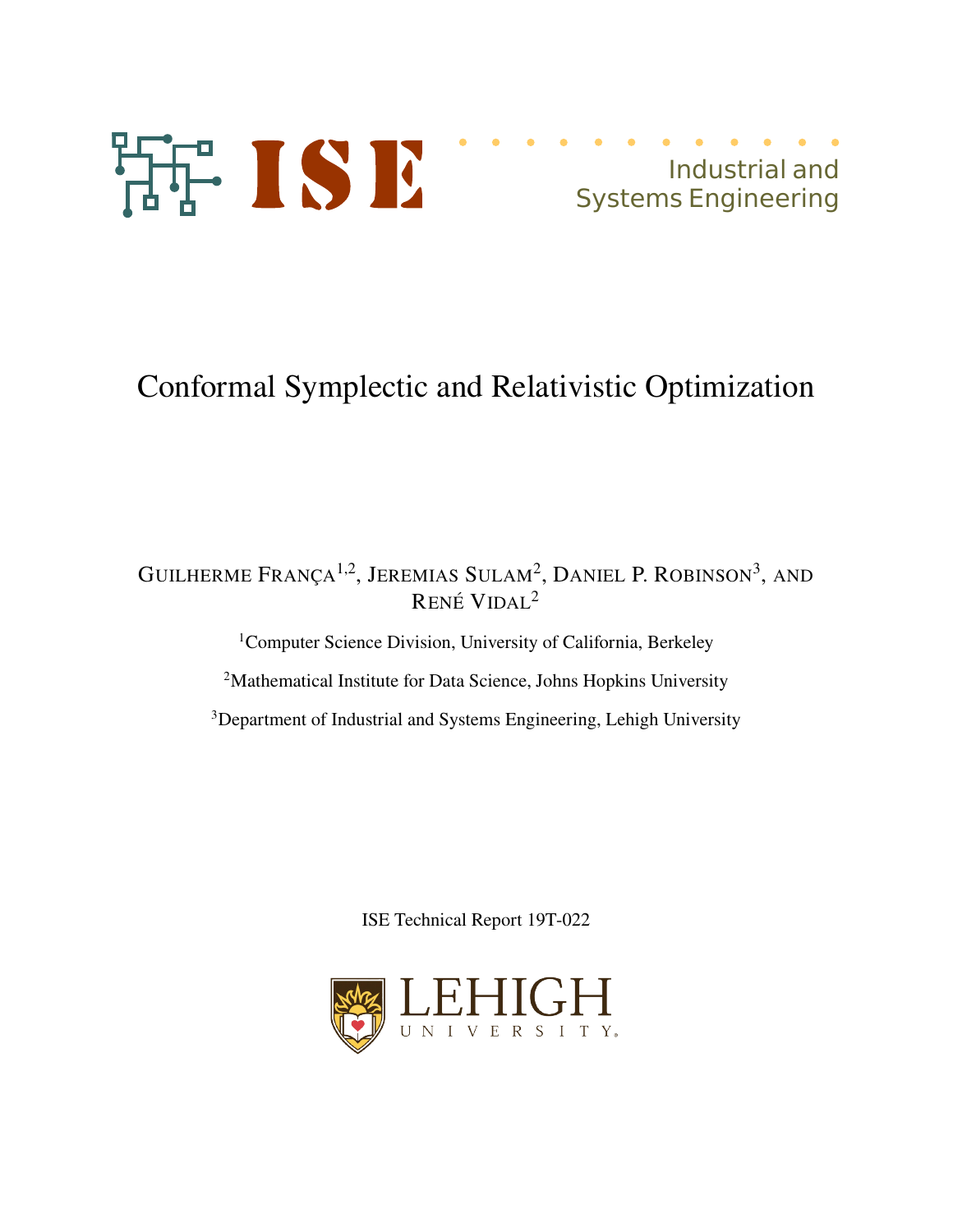ISE

Industrial and Systems Engineering

# Conformal Symplectic and Relativistic Optimization

Guilherme França[1,2], Jeremias Sulam[2], Daniel P. Robinson[3], and René Vidal[2]

[1]Computer Science Division, University of California, Berkeley

[2]Mathematical Institute for Data Science, Johns Hopkins University

[3]Department of Industrial and Systems Engineering, Lehigh University

ISE Technical Report 19T-022

LEHIGH UNIVERSITY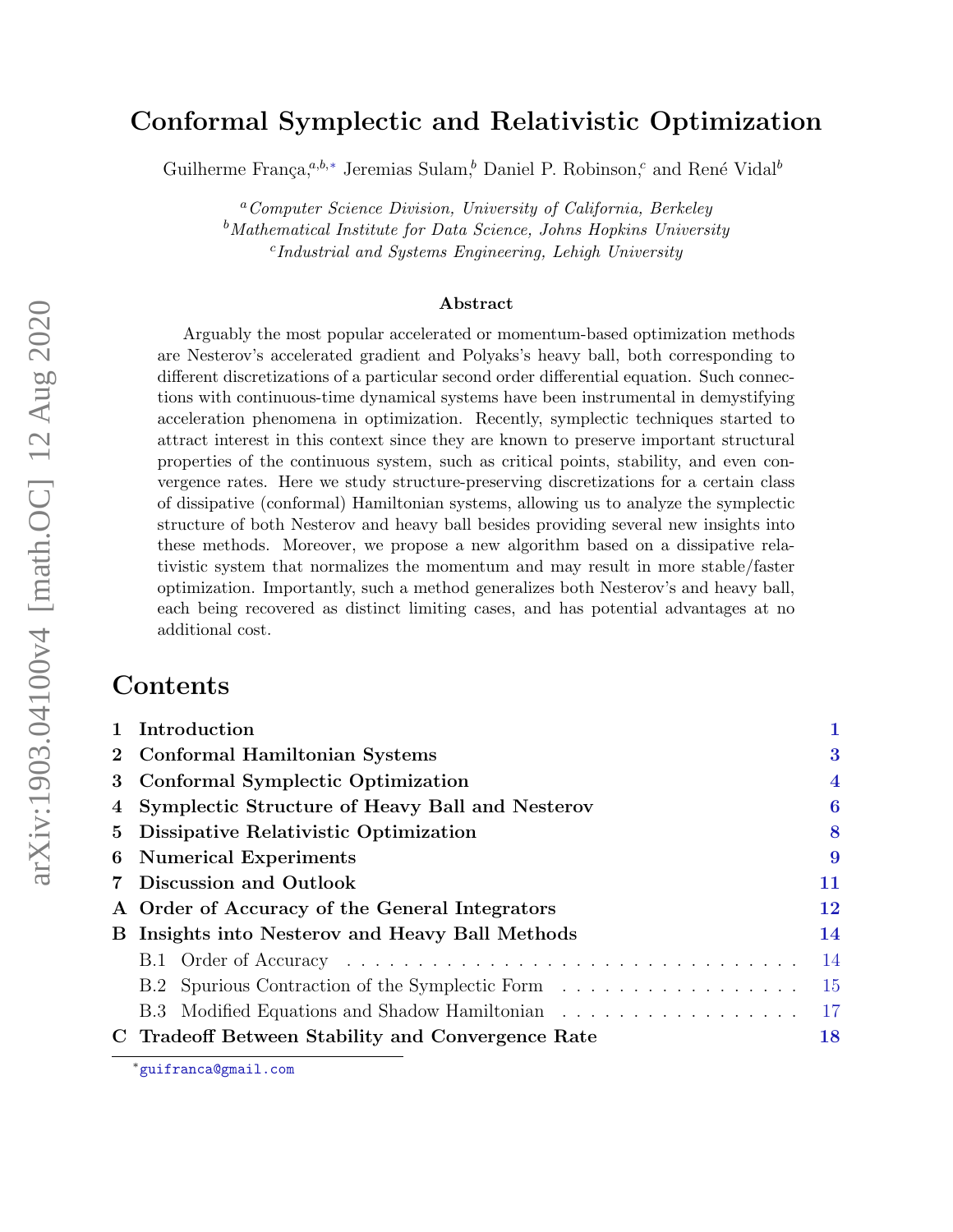# Conformal Symplectic and Relativistic Optimization

Guilherme França,[a,b,*] Jeremias Sulam,[b] Daniel P. Robinson,[c] and René Vidal[b]

[a] *Computer Science Division, University of California, Berkeley*
[b] *Mathematical Institute for Data Science, Johns Hopkins University*
[c] *Industrial and Systems Engineering, Lehigh University*

arXiv:1903.04100v4 [math.OC] 12 Aug 2020

### Abstract

Arguably the most popular accelerated or momentum-based optimization methods are Nesterov's accelerated gradient and Polyaks's heavy ball, both corresponding to different discretizations of a particular second order differential equation. Such connections with continuous-time dynamical systems have been instrumental in demystifying acceleration phenomena in optimization. Recently, symplectic techniques started to attract interest in this context since they are known to preserve important structural properties of the continuous system, such as critical points, stability, and even convergence rates. Here we study structure-preserving discretizations for a certain class of dissipative (conformal) Hamiltonian systems, allowing us to analyze the symplectic structure of both Nesterov and heavy ball besides providing several new insights into these methods. Moreover, we propose a new algorithm based on a dissipative relativistic system that normalizes the momentum and may result in more stable/faster optimization. Importantly, such a method generalizes both Nesterov's and heavy ball, each being recovered as distinct limiting cases, and has potential advantages at no additional cost.

## Contents

| | | |
|---|---|---|
| **1** | **Introduction** | **1** |
| **2** | **Conformal Hamiltonian Systems** | **3** |
| **3** | **Conformal Symplectic Optimization** | **4** |
| **4** | **Symplectic Structure of Heavy Ball and Nesterov** | **6** |
| **5** | **Dissipative Relativistic Optimization** | **8** |
| **6** | **Numerical Experiments** | **9** |
| **7** | **Discussion and Outlook** | **11** |
| **A** | **Order of Accuracy of the General Integrators** | **12** |
| **B** | **Insights into Nesterov and Heavy Ball Methods** | **14** |
| | B.1 Order of Accuracy | 14 |
| | B.2 Spurious Contraction of the Symplectic Form | 15 |
| | B.3 Modified Equations and Shadow Hamiltonian | 17 |
| **C** | **Tradeoff Between Stability and Convergence Rate** | **18** |

[*] guifranca@gmail.com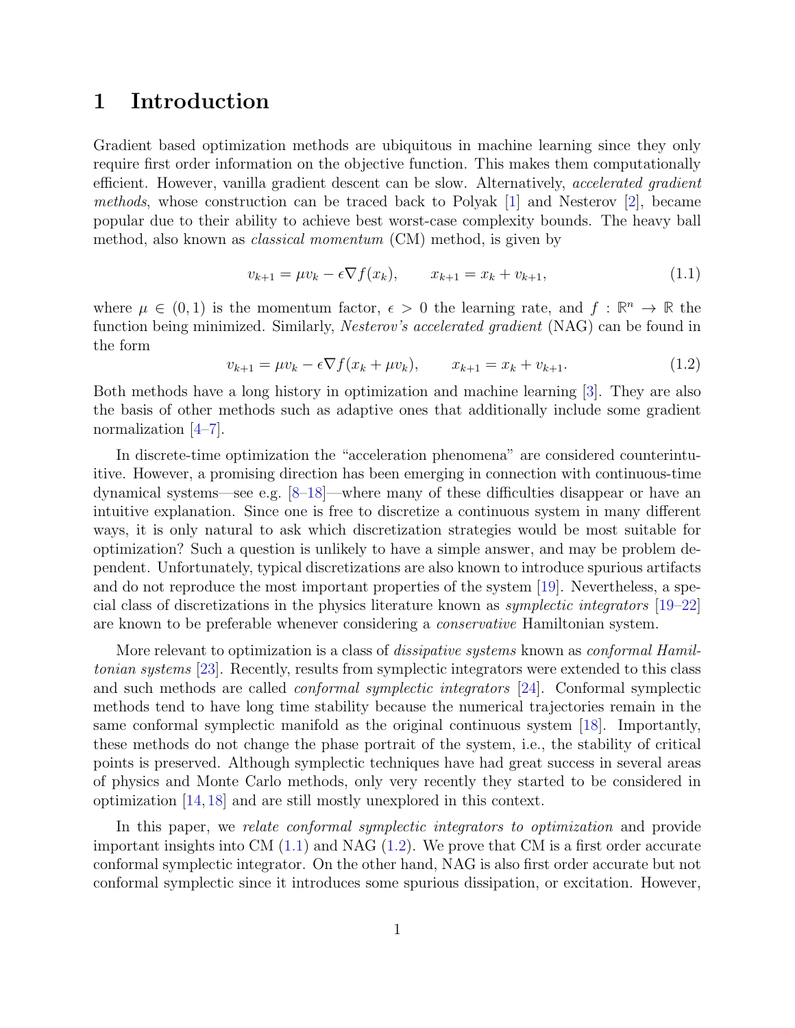# 1 Introduction

Gradient based optimization methods are ubiquitous in machine learning since they only require first order information on the objective function. This makes them computationally efficient. However, vanilla gradient descent can be slow. Alternatively, *accelerated gradient methods*, whose construction can be traced back to Polyak [1] and Nesterov [2], became popular due to their ability to achieve best worst-case complexity bounds. The heavy ball method, also known as *classical momentum* (CM) method, is given by

$$v_{k+1} = \mu v_k - \epsilon \nabla f(x_k), \qquad x_{k+1} = x_k + v_{k+1}, \tag{1.1}$$

where $\mu \in (0,1)$ is the momentum factor, $\epsilon > 0$ the learning rate, and $f : \mathbb{R}^n \to \mathbb{R}$ the function being minimized. Similarly, *Nesterov's accelerated gradient* (NAG) can be found in the form

$$v_{k+1} = \mu v_k - \epsilon \nabla f(x_k + \mu v_k), \qquad x_{k+1} = x_k + v_{k+1}. \tag{1.2}$$

Both methods have a long history in optimization and machine learning [3]. They are also the basis of other methods such as adaptive ones that additionally include some gradient normalization [4–7].

In discrete-time optimization the "acceleration phenomena" are considered counterintuitive. However, a promising direction has been emerging in connection with continuous-time dynamical systems—see e.g. [8–18]—where many of these difficulties disappear or have an intuitive explanation. Since one is free to discretize a continuous system in many different ways, it is only natural to ask which discretization strategies would be most suitable for optimization? Such a question is unlikely to have a simple answer, and may be problem dependent. Unfortunately, typical discretizations are also known to introduce spurious artifacts and do not reproduce the most important properties of the system [19]. Nevertheless, a special class of discretizations in the physics literature known as *symplectic integrators* [19–22] are known to be preferable whenever considering a *conservative* Hamiltonian system.

More relevant to optimization is a class of *dissipative systems* known as *conformal Hamiltonian systems* [23]. Recently, results from symplectic integrators were extended to this class and such methods are called *conformal symplectic integrators* [24]. Conformal symplectic methods tend to have long time stability because the numerical trajectories remain in the same conformal symplectic manifold as the original continuous system [18]. Importantly, these methods do not change the phase portrait of the system, i.e., the stability of critical points is preserved. Although symplectic techniques have had great success in several areas of physics and Monte Carlo methods, only very recently they started to be considered in optimization [14, 18] and are still mostly unexplored in this context.

In this paper, we *relate conformal symplectic integrators to optimization* and provide important insights into CM (1.1) and NAG (1.2). We prove that CM is a first order accurate conformal symplectic integrator. On the other hand, NAG is also first order accurate but not conformal symplectic since it introduces some spurious dissipation, or excitation. However,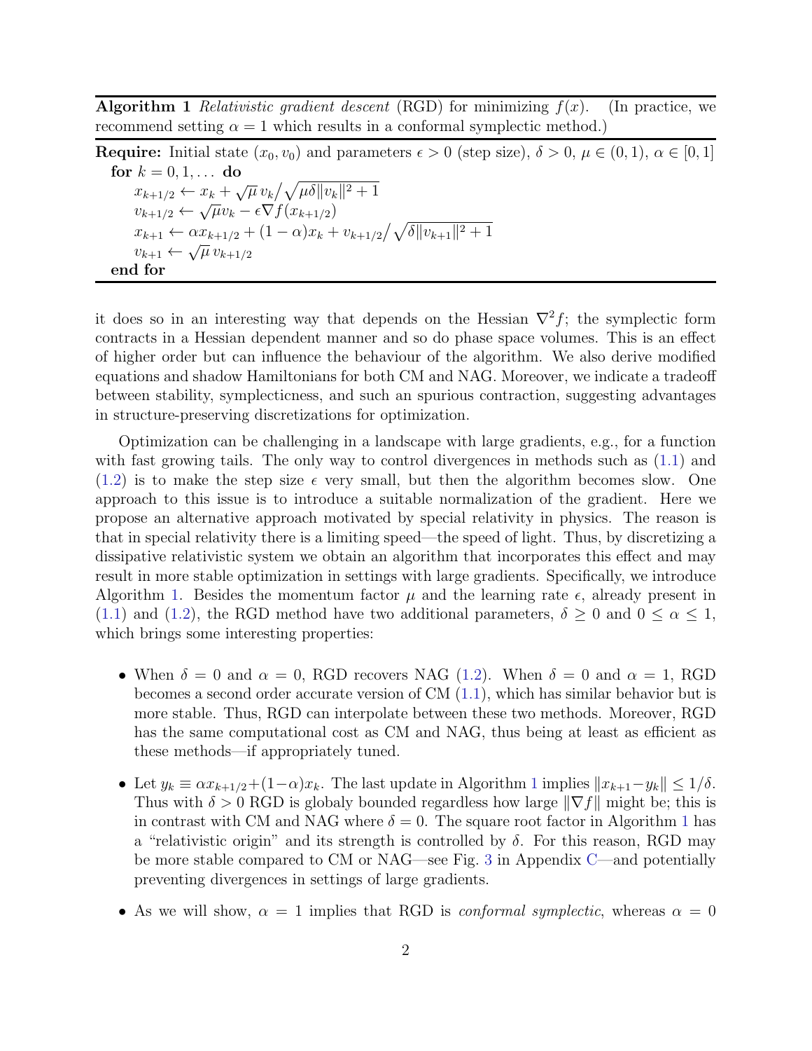**Algorithm 1** *Relativistic gradient descent* (RGD) for minimizing $f(x)$. (In practice, we recommend setting $\alpha = 1$ which results in a conformal symplectic method.)

**Require:** Initial state $(x_0, v_0)$ and parameters $\epsilon > 0$ (step size), $\delta > 0$, $\mu \in (0,1)$, $\alpha \in [0,1]$

**for** $k = 0, 1, \ldots$ **do**

$\quad x_{k+1/2} \leftarrow x_k + \sqrt{\mu}\, v_k \big/ \sqrt{\mu\delta \|v_k\|^2 + 1}$

$\quad v_{k+1/2} \leftarrow \sqrt{\mu} v_k - \epsilon \nabla f(x_{k+1/2})$

$\quad x_{k+1} \leftarrow \alpha x_{k+1/2} + (1-\alpha) x_k + v_{k+1/2} \big/ \sqrt{\delta \|v_{k+1}\|^2 + 1}$

$\quad v_{k+1} \leftarrow \sqrt{\mu}\, v_{k+1/2}$

**end for**

it does so in an interesting way that depends on the Hessian $\nabla^2 f$; the symplectic form contracts in a Hessian dependent manner and so do phase space volumes. This is an effect of higher order but can influence the behaviour of the algorithm. We also derive modified equations and shadow Hamiltonians for both CM and NAG. Moreover, we indicate a tradeoff between stability, symplecticness, and such an spurious contraction, suggesting advantages in structure-preserving discretizations for optimization.

Optimization can be challenging in a landscape with large gradients, e.g., for a function with fast growing tails. The only way to control divergences in methods such as (1.1) and (1.2) is to make the step size $\epsilon$ very small, but then the algorithm becomes slow. One approach to this issue is to introduce a suitable normalization of the gradient. Here we propose an alternative approach motivated by special relativity in physics. The reason is that in special relativity there is a limiting speed—the speed of light. Thus, by discretizing a dissipative relativistic system we obtain an algorithm that incorporates this effect and may result in more stable optimization in settings with large gradients. Specifically, we introduce Algorithm 1. Besides the momentum factor $\mu$ and the learning rate $\epsilon$, already present in (1.1) and (1.2), the RGD method have two additional parameters, $\delta \geq 0$ and $0 \leq \alpha \leq 1$, which brings some interesting properties:

- When $\delta = 0$ and $\alpha = 0$, RGD recovers NAG (1.2). When $\delta = 0$ and $\alpha = 1$, RGD becomes a second order accurate version of CM (1.1), which has similar behavior but is more stable. Thus, RGD can interpolate between these two methods. Moreover, RGD has the same computational cost as CM and NAG, thus being at least as efficient as these methods—if appropriately tuned.
- Let $y_k \equiv \alpha x_{k+1/2} + (1-\alpha) x_k$. The last update in Algorithm 1 implies $\|x_{k+1} - y_k\| \leq 1/\delta$. Thus with $\delta > 0$ RGD is globaly bounded regardless how large $\|\nabla f\|$ might be; this is in contrast with CM and NAG where $\delta = 0$. The square root factor in Algorithm 1 has a "relativistic origin" and its strength is controlled by $\delta$. For this reason, RGD may be more stable compared to CM or NAG—see Fig. 3 in Appendix C—and potentially preventing divergences in settings of large gradients.
- As we will show, $\alpha = 1$ implies that RGD is *conformal symplectic*, whereas $\alpha = 0$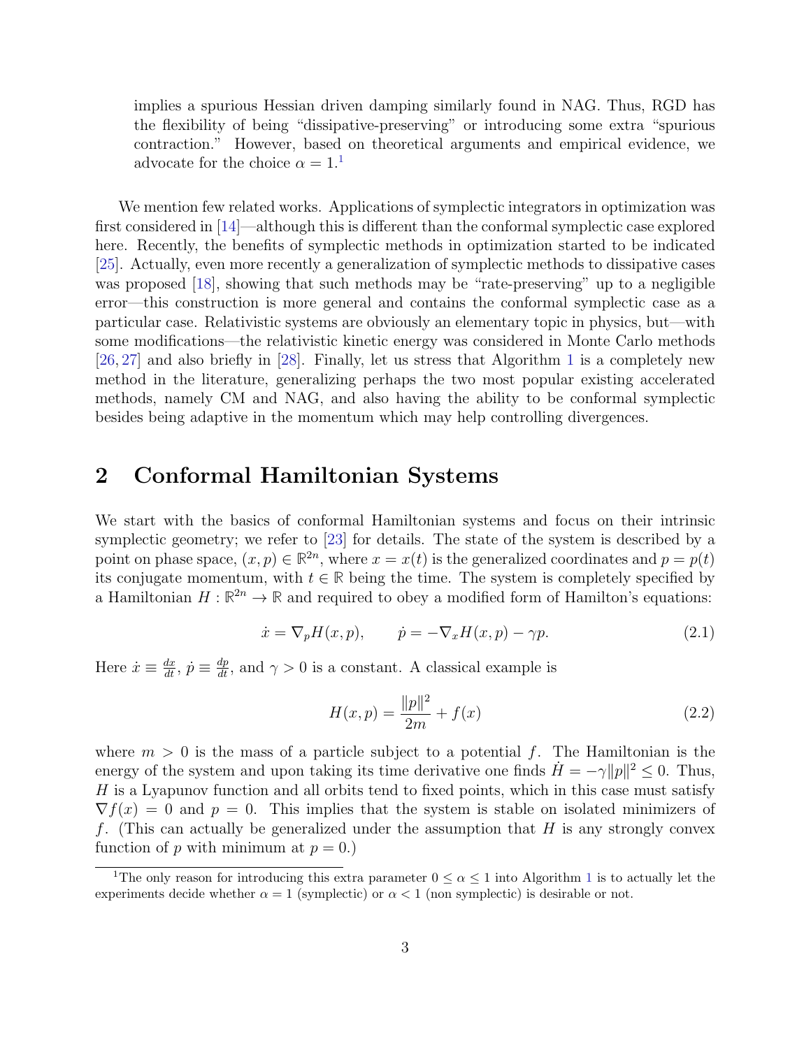implies a spurious Hessian driven damping similarly found in NAG. Thus, RGD has the flexibility of being "dissipative-preserving" or introducing some extra "spurious contraction." However, based on theoretical arguments and empirical evidence, we advocate for the choice $\alpha = 1$.[1]

We mention few related works. Applications of symplectic integrators in optimization was first considered in [14]—although this is different than the conformal symplectic case explored here. Recently, the benefits of symplectic methods in optimization started to be indicated [25]. Actually, even more recently a generalization of symplectic methods to dissipative cases was proposed [18], showing that such methods may be "rate-preserving" up to a negligible error—this construction is more general and contains the conformal symplectic case as a particular case. Relativistic systems are obviously an elementary topic in physics, but—with some modifications—the relativistic kinetic energy was considered in Monte Carlo methods [26, 27] and also briefly in [28]. Finally, let us stress that Algorithm 1 is a completely new method in the literature, generalizing perhaps the two most popular existing accelerated methods, namely CM and NAG, and also having the ability to be conformal symplectic besides being adaptive in the momentum which may help controlling divergences.

# 2 Conformal Hamiltonian Systems

We start with the basics of conformal Hamiltonian systems and focus on their intrinsic symplectic geometry; we refer to [23] for details. The state of the system is described by a point on phase space, $(x, p) \in \mathbb{R}^{2n}$, where $x = x(t)$ is the generalized coordinates and $p = p(t)$ its conjugate momentum, with $t \in \mathbb{R}$ being the time. The system is completely specified by a Hamiltonian $H : \mathbb{R}^{2n} \to \mathbb{R}$ and required to obey a modified form of Hamilton's equations:

$$\dot{x} = \nabla_p H(x, p), \qquad \dot{p} = -\nabla_x H(x, p) - \gamma p. \tag{2.1}$$

Here $\dot{x} \equiv \frac{dx}{dt}$, $\dot{p} \equiv \frac{dp}{dt}$, and $\gamma > 0$ is a constant. A classical example is

$$H(x, p) = \frac{\|p\|^2}{2m} + f(x) \tag{2.2}$$

where $m > 0$ is the mass of a particle subject to a potential $f$. The Hamiltonian is the energy of the system and upon taking its time derivative one finds $\dot{H} = -\gamma \|p\|^2 \le 0$. Thus, $H$ is a Lyapunov function and all orbits tend to fixed points, which in this case must satisfy $\nabla f(x) = 0$ and $p = 0$. This implies that the system is stable on isolated minimizers of $f$. (This can actually be generalized under the assumption that $H$ is any strongly convex function of $p$ with minimum at $p = 0$.)

[1] The only reason for introducing this extra parameter $0 \le \alpha \le 1$ into Algorithm 1 is to actually let the experiments decide whether $\alpha = 1$ (symplectic) or $\alpha < 1$ (non symplectic) is desirable or not.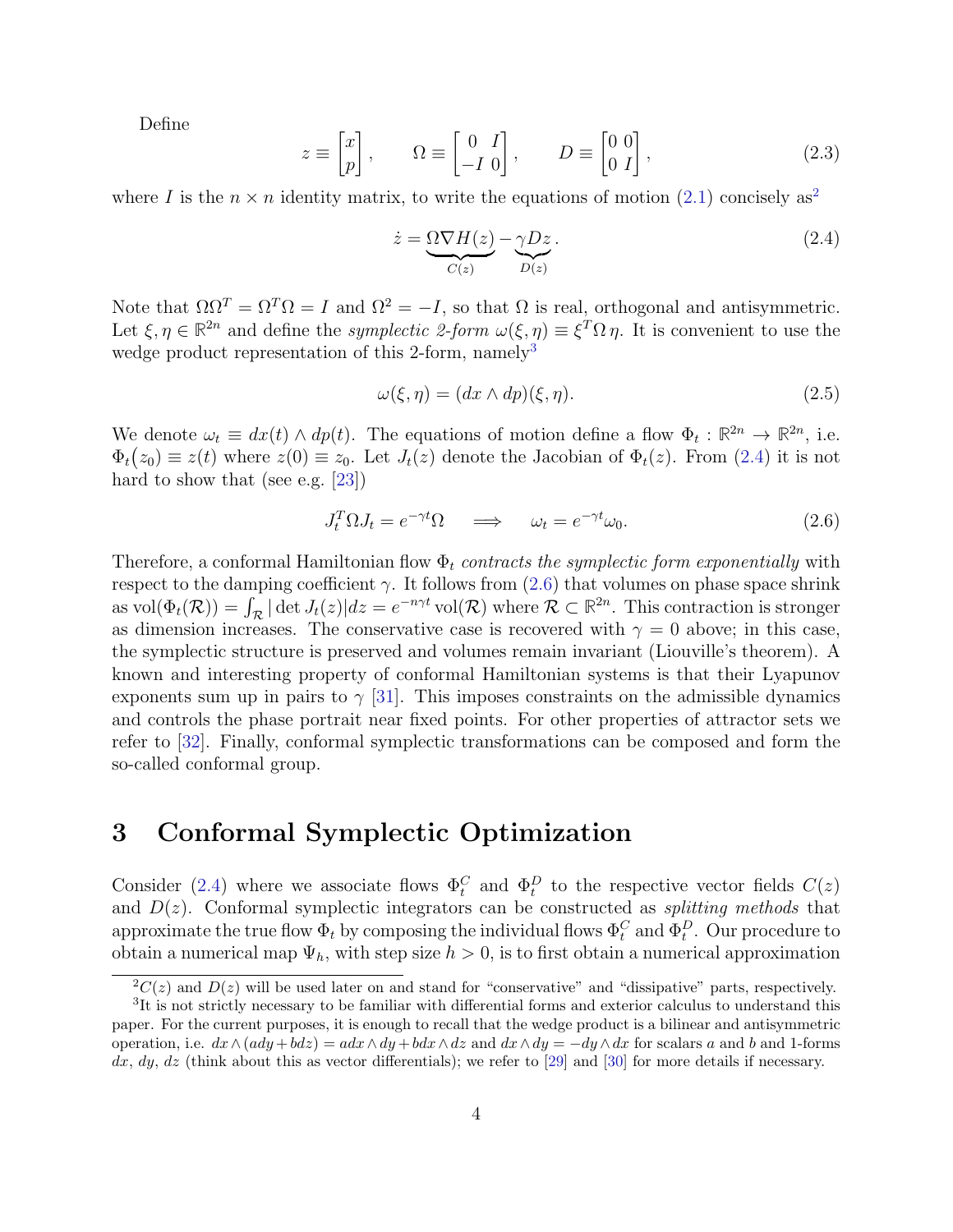Define

$$
z \equiv \begin{bmatrix} x \\ p \end{bmatrix}, \qquad \Omega \equiv \begin{bmatrix} 0 & I \\ -I & 0 \end{bmatrix}, \qquad D \equiv \begin{bmatrix} 0 & 0 \\ 0 & I \end{bmatrix}, \tag{2.3}
$$

where $I$ is the $n \times n$ identity matrix, to write the equations of motion (2.1) concisely as[2]

$$
\dot{z} = \underbrace{\Omega \nabla H(z)}_{C(z)} - \underbrace{\gamma D z}_{D(z)}. \tag{2.4}
$$

Note that $\Omega \Omega^T = \Omega^T \Omega = I$ and $\Omega^2 = -I$, so that $\Omega$ is real, orthogonal and antisymmetric. Let $\xi, \eta \in \mathbb{R}^{2n}$ and define the *symplectic 2-form* $\omega(\xi, \eta) \equiv \xi^T \Omega \, \eta$. It is convenient to use the wedge product representation of this 2-form, namely[3]

$$
\omega(\xi, \eta) = (dx \wedge dp)(\xi, \eta). \tag{2.5}
$$

We denote $\omega_t \equiv dx(t) \wedge dp(t)$. The equations of motion define a flow $\Phi_t : \mathbb{R}^{2n} \to \mathbb{R}^{2n}$, i.e. $\Phi_t(z_0) \equiv z(t)$ where $z(0) \equiv z_0$. Let $J_t(z)$ denote the Jacobian of $\Phi_t(z)$. From (2.4) it is not hard to show that (see e.g. [23])

$$
J_t^T \Omega J_t = e^{-\gamma t} \Omega \quad \implies \quad \omega_t = e^{-\gamma t} \omega_0. \tag{2.6}
$$

Therefore, a conformal Hamiltonian flow $\Phi_t$ *contracts the symplectic form exponentially* with respect to the damping coefficient $\gamma$. It follows from (2.6) that volumes on phase space shrink as $\mathrm{vol}(\Phi_t(\mathcal{R})) = \int_{\mathcal{R}} |\det J_t(z)| dz = e^{-n\gamma t} \, \mathrm{vol}(\mathcal{R})$ where $\mathcal{R} \subset \mathbb{R}^{2n}$. This contraction is stronger as dimension increases. The conservative case is recovered with $\gamma = 0$ above; in this case, the symplectic structure is preserved and volumes remain invariant (Liouville's theorem). A known and interesting property of conformal Hamiltonian systems is that their Lyapunov exponents sum up in pairs to $\gamma$ [31]. This imposes constraints on the admissible dynamics and controls the phase portrait near fixed points. For other properties of attractor sets we refer to [32]. Finally, conformal symplectic transformations can be composed and form the so-called conformal group.

# 3 Conformal Symplectic Optimization

Consider (2.4) where we associate flows $\Phi_t^C$ and $\Phi_t^D$ to the respective vector fields $C(z)$ and $D(z)$. Conformal symplectic integrators can be constructed as *splitting methods* that approximate the true flow $\Phi_t$ by composing the individual flows $\Phi_t^C$ and $\Phi_t^D$. Our procedure to obtain a numerical map $\Psi_h$, with step size $h > 0$, is to first obtain a numerical approximation

[2] $C(z)$ and $D(z)$ will be used later on and stand for "conservative" and "dissipative" parts, respectively.

[3] It is not strictly necessary to be familiar with differential forms and exterior calculus to understand this paper. For the current purposes, it is enough to recall that the wedge product is a bilinear and antisymmetric operation, i.e. $dx \wedge (a dy + b dz) = a dx \wedge dy + b dx \wedge dz$ and $dx \wedge dy = -dy \wedge dx$ for scalars $a$ and $b$ and 1-forms $dx$, $dy$, $dz$ (think about this as vector differentials); we refer to [29] and [30] for more details if necessary.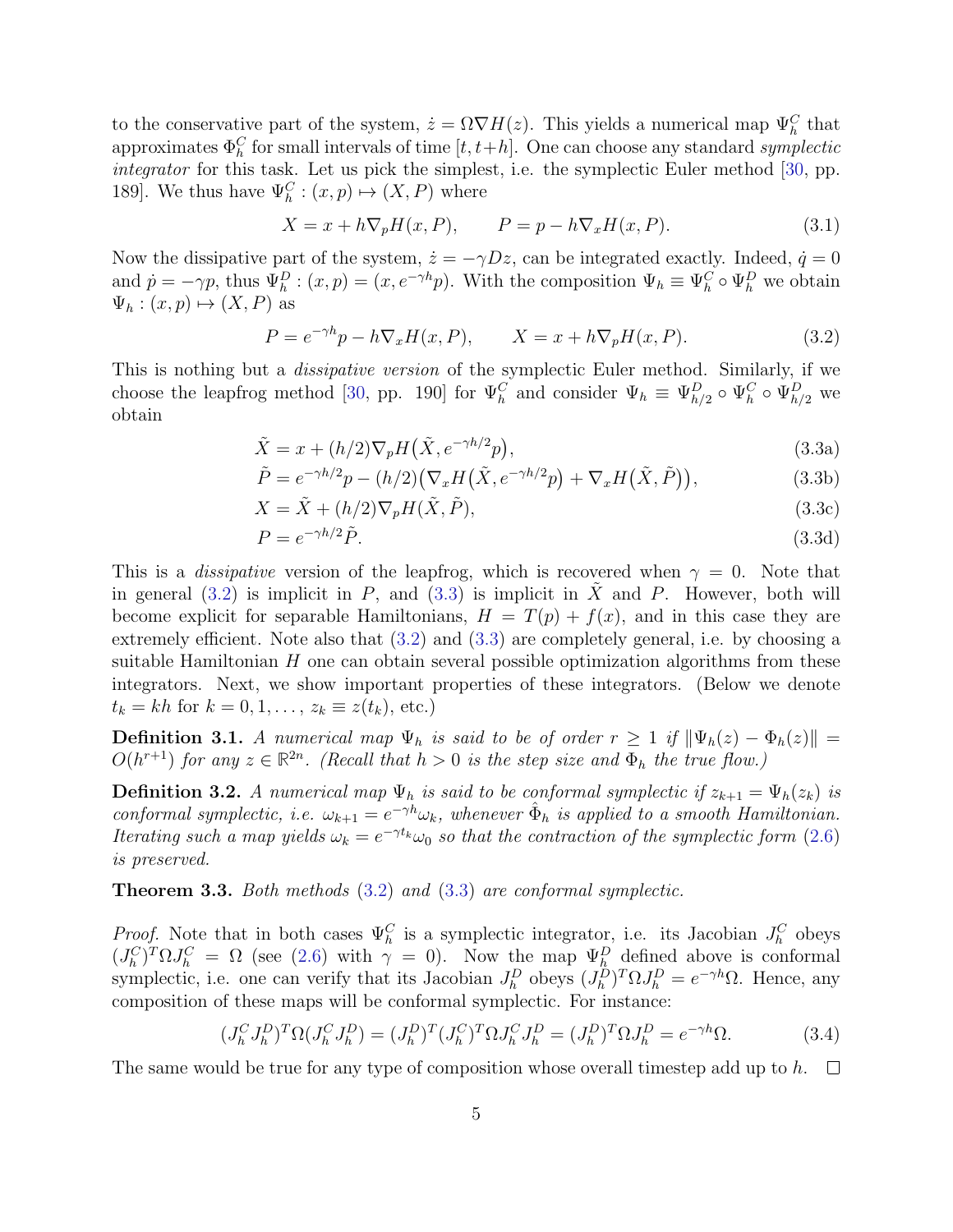to the conservative part of the system, $\dot{z} = \Omega \nabla H(z)$. This yields a numerical map $\Psi_h^C$ that approximates $\Phi_h^C$ for small intervals of time $[t, t+h]$. One can choose any standard *symplectic integrator* for this task. Let us pick the simplest, i.e. the symplectic Euler method [30, pp. 189]. We thus have $\Psi_h^C : (x,p) \mapsto (X,P)$ where

$$X = x + h\nabla_p H(x,P), \qquad P = p - h\nabla_x H(x,P). \tag{3.1}$$

Now the dissipative part of the system, $\dot{z} = -\gamma D z$, can be integrated exactly. Indeed, $\dot{q} = 0$ and $\dot{p} = -\gamma p$, thus $\Psi_h^D : (x,p) = (x, e^{-\gamma h} p)$. With the composition $\Psi_h \equiv \Psi_h^C \circ \Psi_h^D$ we obtain $\Psi_h : (x,p) \mapsto (X,P)$ as

$$P = e^{-\gamma h} p - h\nabla_x H(x,P), \qquad X = x + h\nabla_p H(x,P). \tag{3.2}$$

This is nothing but a *dissipative version* of the symplectic Euler method. Similarly, if we choose the leapfrog method [30, pp. 190] for $\Psi_h^C$ and consider $\Psi_h \equiv \Psi_{h/2}^D \circ \Psi_h^C \circ \Psi_{h/2}^D$ we obtain

$$\tilde{X} = x + (h/2)\nabla_p H\big(\tilde{X}, e^{-\gamma h/2} p\big), \tag{3.3a}$$

$$\tilde{P} = e^{-\gamma h/2} p - (h/2)\big(\nabla_x H\big(\tilde{X}, e^{-\gamma h/2} p\big) + \nabla_x H\big(\tilde{X}, \tilde{P}\big)\big), \tag{3.3b}$$

$$X = \tilde{X} + (h/2)\nabla_p H(\tilde{X}, \tilde{P}), \tag{3.3c}$$

$$P = e^{-\gamma h/2} \tilde{P}. \tag{3.3d}$$

This is a *dissipative* version of the leapfrog, which is recovered when $\gamma = 0$. Note that in general (3.2) is implicit in $P$, and (3.3) is implicit in $\tilde{X}$ and $P$. However, both will become explicit for separable Hamiltonians, $H = T(p) + f(x)$, and in this case they are extremely efficient. Note also that (3.2) and (3.3) are completely general, i.e. by choosing a suitable Hamiltonian $H$ one can obtain several possible optimization algorithms from these integrators. Next, we show important properties of these integrators. (Below we denote $t_k = kh$ for $k = 0, 1, \dots$, $z_k \equiv z(t_k)$, etc.)

**Definition 3.1.** *A numerical map $\Psi_h$ is said to be of order $r \geq 1$ if $\|\Psi_h(z) - \Phi_h(z)\| = O(h^{r+1})$ for any $z \in \mathbb{R}^{2n}$. (Recall that $h > 0$ is the step size and $\Phi_h$ the true flow.)*

**Definition 3.2.** *A numerical map $\Psi_h$ is said to be conformal symplectic if $z_{k+1} = \Psi_h(z_k)$ is conformal symplectic, i.e. $\omega_{k+1} = e^{-\gamma h}\omega_k$, whenever $\hat{\Phi}_h$ is applied to a smooth Hamiltonian. Iterating such a map yields $\omega_k = e^{-\gamma t_k}\omega_0$ so that the contraction of the symplectic form (2.6) is preserved.*

**Theorem 3.3.** *Both methods (3.2) and (3.3) are conformal symplectic.*

*Proof.* Note that in both cases $\Psi_h^C$ is a symplectic integrator, i.e. its Jacobian $J_h^C$ obeys $(J_h^C)^T \Omega J_h^C = \Omega$ (see (2.6) with $\gamma = 0$). Now the map $\Psi_h^D$ defined above is conformal symplectic, i.e. one can verify that its Jacobian $J_h^D$ obeys $(J_h^D)^T \Omega J_h^D = e^{-\gamma h}\Omega$. Hence, any composition of these maps will be conformal symplectic. For instance:

$$(J_h^C J_h^D)^T \Omega (J_h^C J_h^D) = (J_h^D)^T (J_h^C)^T \Omega J_h^C J_h^D = (J_h^D)^T \Omega J_h^D = e^{-\gamma h}\Omega. \tag{3.4}$$

The same would be true for any type of composition whose overall timestep add up to $h$. $\square$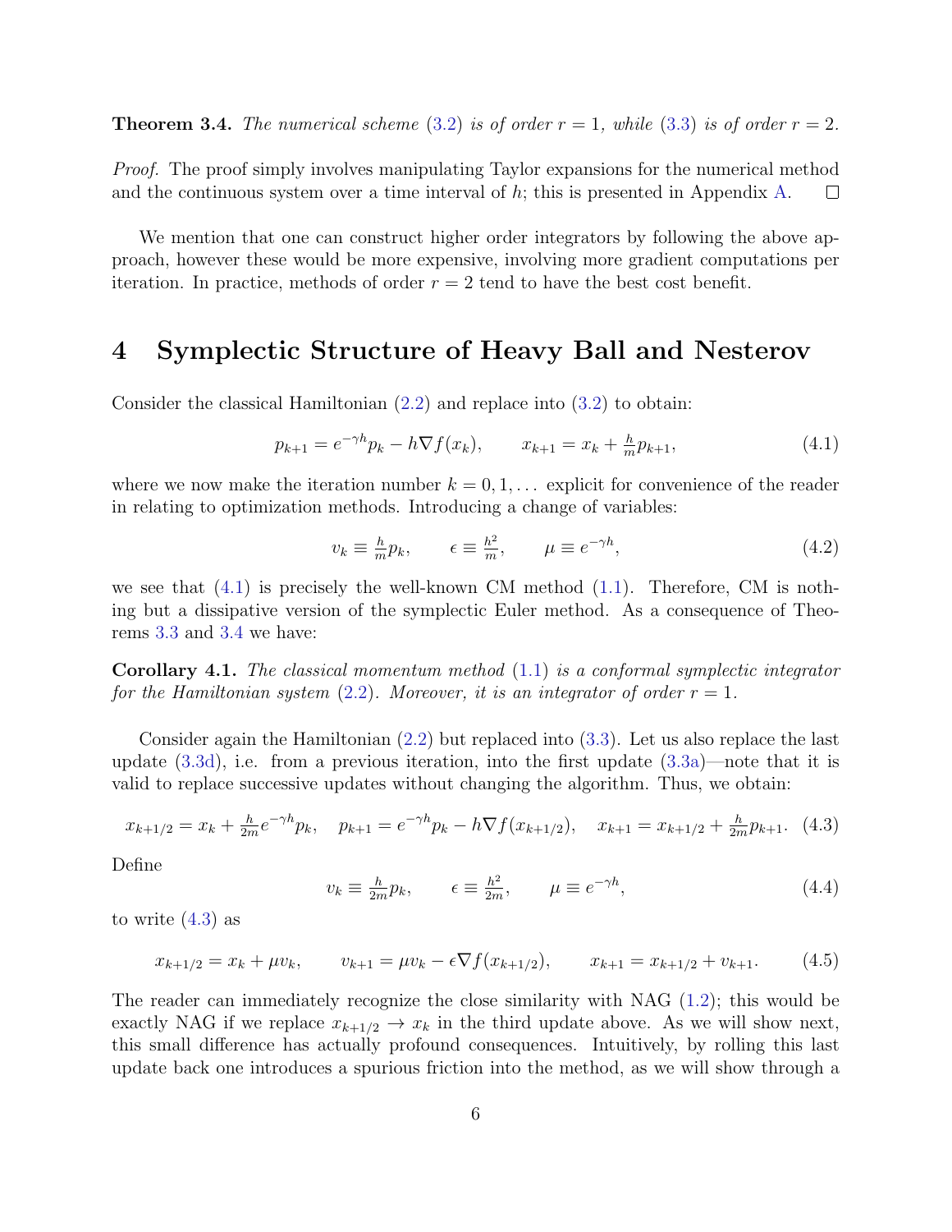**Theorem 3.4.** *The numerical scheme (3.2) is of order $r = 1$, while (3.3) is of order $r = 2$.*

*Proof.* The proof simply involves manipulating Taylor expansions for the numerical method and the continuous system over a time interval of $h$; this is presented in Appendix A. □

We mention that one can construct higher order integrators by following the above approach, however these would be more expensive, involving more gradient computations per iteration. In practice, methods of order $r = 2$ tend to have the best cost benefit.

# 4 Symplectic Structure of Heavy Ball and Nesterov

Consider the classical Hamiltonian (2.2) and replace into (3.2) to obtain:

$$p_{k+1} = e^{-\gamma h} p_k - h \nabla f(x_k), \qquad x_{k+1} = x_k + \tfrac{h}{m} p_{k+1}, \tag{4.1}$$

where we now make the iteration number $k = 0, 1, \dots$ explicit for convenience of the reader in relating to optimization methods. Introducing a change of variables:

$$v_k \equiv \tfrac{h}{m} p_k, \qquad \epsilon \equiv \tfrac{h^2}{m}, \qquad \mu \equiv e^{-\gamma h}, \tag{4.2}$$

we see that (4.1) is precisely the well-known CM method (1.1). Therefore, CM is nothing but a dissipative version of the symplectic Euler method. As a consequence of Theorems 3.3 and 3.4 we have:

**Corollary 4.1.** *The classical momentum method (1.1) is a conformal symplectic integrator for the Hamiltonian system (2.2). Moreover, it is an integrator of order $r = 1$.*

Consider again the Hamiltonian (2.2) but replaced into (3.3). Let us also replace the last update (3.3d), i.e. from a previous iteration, into the first update (3.3a)—note that it is valid to replace successive updates without changing the algorithm. Thus, we obtain:

$$x_{k+1/2} = x_k + \tfrac{h}{2m} e^{-\gamma h} p_k, \quad p_{k+1} = e^{-\gamma h} p_k - h \nabla f(x_{k+1/2}), \quad x_{k+1} = x_{k+1/2} + \tfrac{h}{2m} p_{k+1}. \tag{4.3}$$

Define

$$v_k \equiv \tfrac{h}{2m} p_k, \qquad \epsilon \equiv \tfrac{h^2}{2m}, \qquad \mu \equiv e^{-\gamma h}, \tag{4.4}$$

to write (4.3) as

$$x_{k+1/2} = x_k + \mu v_k, \qquad v_{k+1} = \mu v_k - \epsilon \nabla f(x_{k+1/2}), \qquad x_{k+1} = x_{k+1/2} + v_{k+1}. \tag{4.5}$$

The reader can immediately recognize the close similarity with NAG (1.2); this would be exactly NAG if we replace $x_{k+1/2} \to x_k$ in the third update above. As we will show next, this small difference has actually profound consequences. Intuitively, by rolling this last update back one introduces a spurious friction into the method, as we will show through a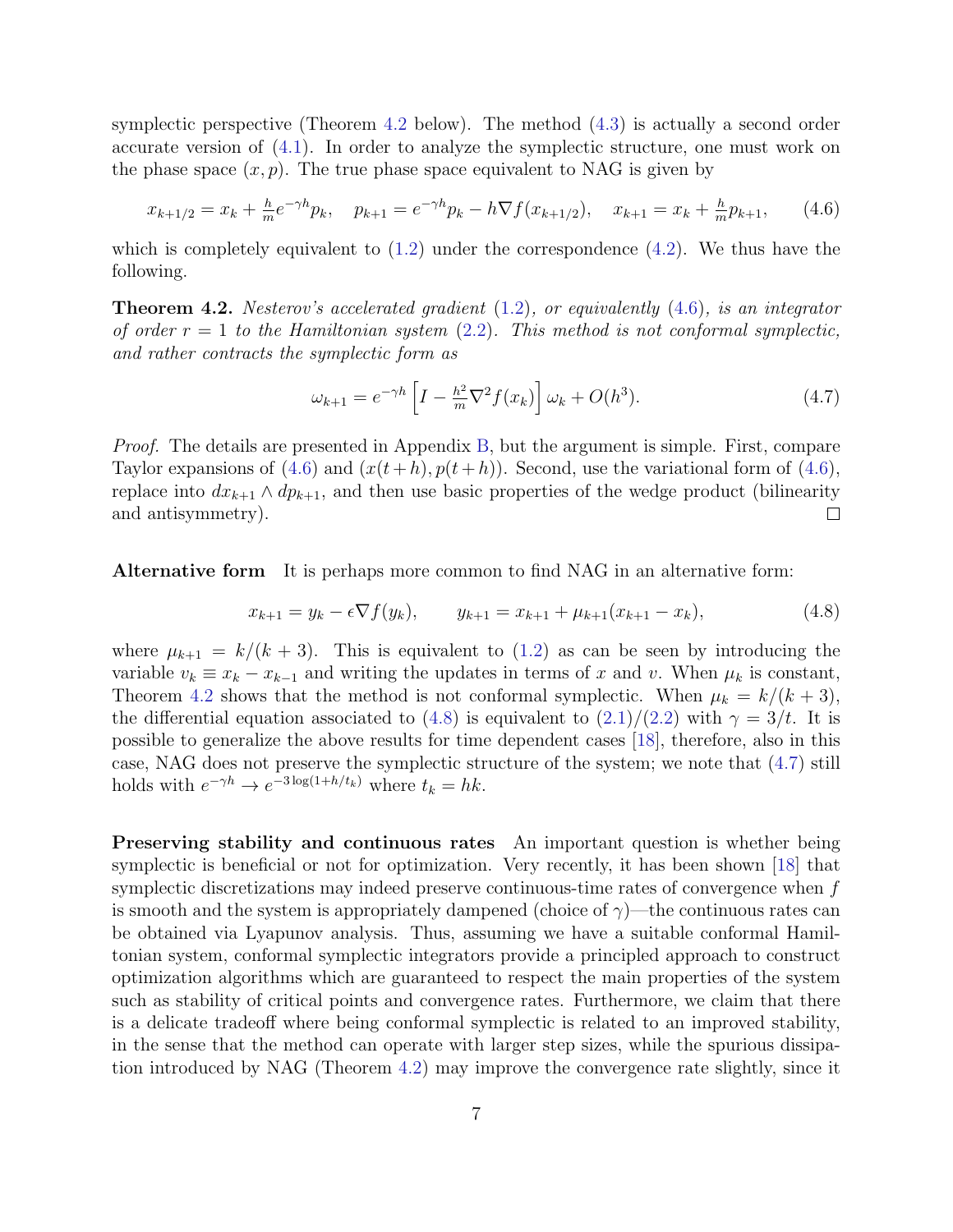symplectic perspective (Theorem 4.2 below). The method (4.3) is actually a second order accurate version of (4.1). In order to analyze the symplectic structure, one must work on the phase space $(x, p)$. The true phase space equivalent to NAG is given by

$$x_{k+1/2} = x_k + \tfrac{h}{m} e^{-\gamma h} p_k, \quad p_{k+1} = e^{-\gamma h} p_k - h \nabla f(x_{k+1/2}), \quad x_{k+1} = x_k + \tfrac{h}{m} p_{k+1}, \tag{4.6}$$

which is completely equivalent to (1.2) under the correspondence (4.2). We thus have the following.

**Theorem 4.2.** *Nesterov's accelerated gradient (1.2), or equivalently (4.6), is an integrator of order $r = 1$ to the Hamiltonian system (2.2). This method is not conformal symplectic, and rather contracts the symplectic form as*

$$\omega_{k+1} = e^{-\gamma h} \left[ I - \tfrac{h^2}{m} \nabla^2 f(x_k) \right] \omega_k + O(h^3). \tag{4.7}$$

*Proof.* The details are presented in Appendix B, but the argument is simple. First, compare Taylor expansions of (4.6) and $(x(t+h), p(t+h))$. Second, use the variational form of (4.6), replace into $dx_{k+1} \wedge dp_{k+1}$, and then use basic properties of the wedge product (bilinearity and antisymmetry). $\square$

**Alternative form** It is perhaps more common to find NAG in an alternative form:

$$x_{k+1} = y_k - \epsilon \nabla f(y_k), \qquad y_{k+1} = x_{k+1} + \mu_{k+1}(x_{k+1} - x_k), \tag{4.8}$$

where $\mu_{k+1} = k/(k+3)$. This is equivalent to (1.2) as can be seen by introducing the variable $v_k \equiv x_k - x_{k-1}$ and writing the updates in terms of $x$ and $v$. When $\mu_k$ is constant, Theorem 4.2 shows that the method is not conformal symplectic. When $\mu_k = k/(k+3)$, the differential equation associated to (4.8) is equivalent to (2.1)/(2.2) with $\gamma = 3/t$. It is possible to generalize the above results for time dependent cases [18], therefore, also in this case, NAG does not preserve the symplectic structure of the system; we note that (4.7) still holds with $e^{-\gamma h} \to e^{-3\log(1+h/t_k)}$ where $t_k = hk$.

**Preserving stability and continuous rates** An important question is whether being symplectic is beneficial or not for optimization. Very recently, it has been shown [18] that symplectic discretizations may indeed preserve continuous-time rates of convergence when $f$ is smooth and the system is appropriately dampened (choice of $\gamma$)—the continuous rates can be obtained via Lyapunov analysis. Thus, assuming we have a suitable conformal Hamiltonian system, conformal symplectic integrators provide a principled approach to construct optimization algorithms which are guaranteed to respect the main properties of the system such as stability of critical points and convergence rates. Furthermore, we claim that there is a delicate tradeoff where being conformal symplectic is related to an improved stability, in the sense that the method can operate with larger step sizes, while the spurious dissipation introduced by NAG (Theorem 4.2) may improve the convergence rate slightly, since it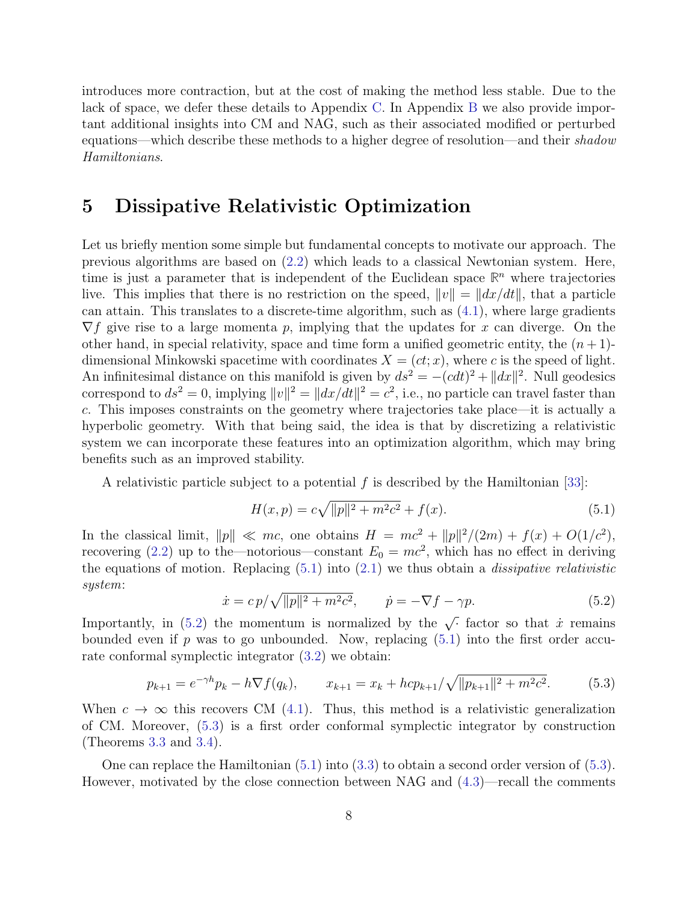introduces more contraction, but at the cost of making the method less stable. Due to the lack of space, we defer these details to Appendix C. In Appendix B we also provide important additional insights into CM and NAG, such as their associated modified or perturbed equations—which describe these methods to a higher degree of resolution—and their *shadow Hamiltonians*.

# 5 Dissipative Relativistic Optimization

Let us briefly mention some simple but fundamental concepts to motivate our approach. The previous algorithms are based on (2.2) which leads to a classical Newtonian system. Here, time is just a parameter that is independent of the Euclidean space $\mathbb{R}^n$ where trajectories live. This implies that there is no restriction on the speed, $\|v\| = \|dx/dt\|$, that a particle can attain. This translates to a discrete-time algorithm, such as (4.1), where large gradients $\nabla f$ give rise to a large momenta $p$, implying that the updates for $x$ can diverge. On the other hand, in special relativity, space and time form a unified geometric entity, the $(n+1)$-dimensional Minkowski spacetime with coordinates $X = (ct; x)$, where $c$ is the speed of light. An infinitesimal distance on this manifold is given by $ds^2 = -(cdt)^2 + \|dx\|^2$. Null geodesics correspond to $ds^2 = 0$, implying $\|v\|^2 = \|dx/dt\|^2 = c^2$, i.e., no particle can travel faster than $c$. This imposes constraints on the geometry where trajectories take place—it is actually a hyperbolic geometry. With that being said, the idea is that by discretizing a relativistic system we can incorporate these features into an optimization algorithm, which may bring benefits such as an improved stability.

A relativistic particle subject to a potential $f$ is described by the Hamiltonian [33]:

$$H(x,p) = c\sqrt{\|p\|^2 + m^2c^2} + f(x). \tag{5.1}$$

In the classical limit, $\|p\| \ll mc$, one obtains $H = mc^2 + \|p\|^2/(2m) + f(x) + O(1/c^2)$, recovering (2.2) up to the—notorious—constant $E_0 = mc^2$, which has no effect in deriving the equations of motion. Replacing (5.1) into (2.1) we thus obtain a *dissipative relativistic system*:

$$\dot{x} = c\,p/\sqrt{\|p\|^2 + m^2c^2}, \qquad \dot{p} = -\nabla f - \gamma p. \tag{5.2}$$

Importantly, in (5.2) the momentum is normalized by the $\sqrt{\cdot}$ factor so that $\dot{x}$ remains bounded even if $p$ was to go unbounded. Now, replacing (5.1) into the first order accurate conformal symplectic integrator (3.2) we obtain:

$$p_{k+1} = e^{-\gamma h}p_k - h\nabla f(q_k), \qquad x_{k+1} = x_k + hcp_{k+1}/\sqrt{\|p_{k+1}\|^2 + m^2c^2}. \tag{5.3}$$

When $c \to \infty$ this recovers CM (4.1). Thus, this method is a relativistic generalization of CM. Moreover, (5.3) is a first order conformal symplectic integrator by construction (Theorems 3.3 and 3.4).

One can replace the Hamiltonian (5.1) into (3.3) to obtain a second order version of (5.3). However, motivated by the close connection between NAG and (4.3)—recall the comments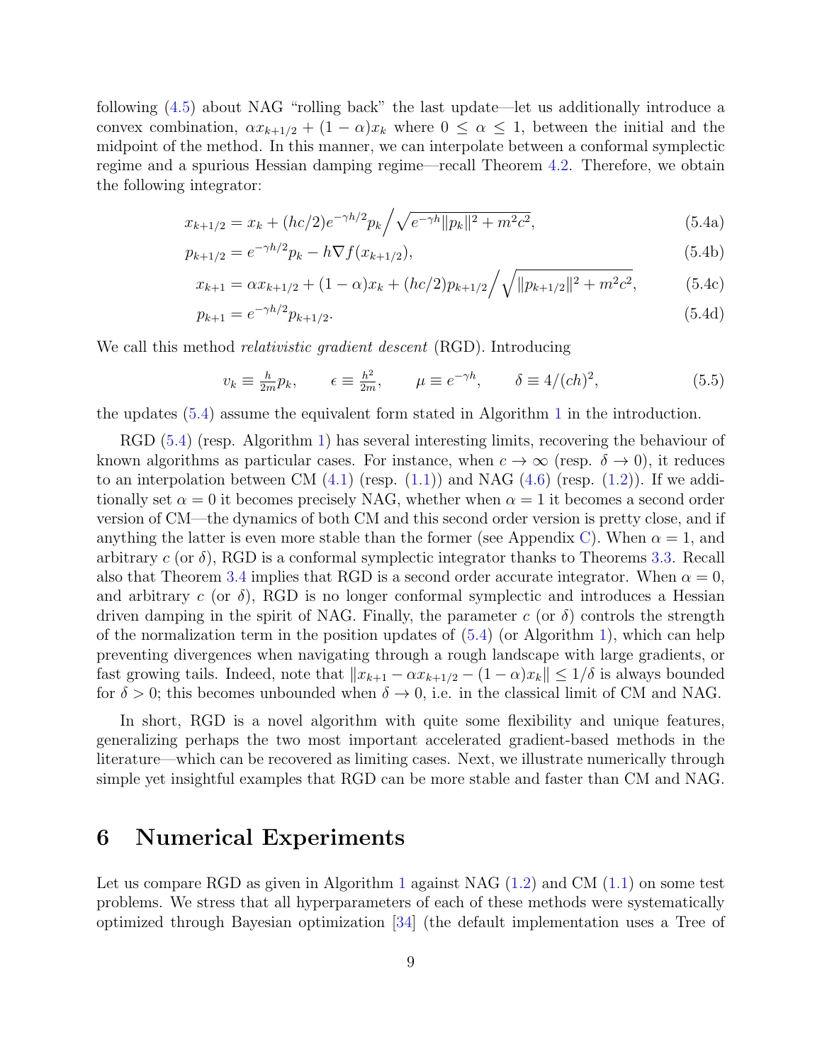following (4.5) about NAG "rolling back" the last update—let us additionally introduce a convex combination, $\alpha x_{k+1/2} + (1-\alpha)x_k$ where $0 \le \alpha \le 1$, between the initial and the midpoint of the method. In this manner, we can interpolate between a conformal symplectic regime and a spurious Hessian damping regime—recall Theorem 4.2. Therefore, we obtain the following integrator:

$$
x_{k+1/2} = x_k + (hc/2)e^{-\gamma h/2} p_k \Big/ \sqrt{e^{-\gamma h}\|p_k\|^2 + m^2 c^2}, \tag{5.4a}
$$

$$
p_{k+1/2} = e^{-\gamma h/2} p_k - h\nabla f(x_{k+1/2}), \tag{5.4b}
$$

$$
x_{k+1} = \alpha x_{k+1/2} + (1-\alpha)x_k + (hc/2)p_{k+1/2} \Big/ \sqrt{\|p_{k+1/2}\|^2 + m^2c^2}, \tag{5.4c}
$$

$$
p_{k+1} = e^{-\gamma h/2} p_{k+1/2}. \tag{5.4d}
$$

We call this method *relativistic gradient descent* (RGD). Introducing

$$
v_k \equiv \tfrac{h}{2m} p_k, \qquad \epsilon \equiv \tfrac{h^2}{2m}, \qquad \mu \equiv e^{-\gamma h}, \qquad \delta \equiv 4/(ch)^2, \tag{5.5}
$$

the updates (5.4) assume the equivalent form stated in Algorithm 1 in the introduction.

RGD (5.4) (resp. Algorithm 1) has several interesting limits, recovering the behaviour of known algorithms as particular cases. For instance, when $c \to \infty$ (resp. $\delta \to 0$), it reduces to an interpolation between CM (4.1) (resp. (1.1)) and NAG (4.6) (resp. (1.2)). If we additionally set $\alpha = 0$ it becomes precisely NAG, whether when $\alpha = 1$ it becomes a second order version of CM—the dynamics of both CM and this second order version is pretty close, and if anything the latter is even more stable than the former (see Appendix C). When $\alpha = 1$, and arbitrary $c$ (or $\delta$), RGD is a conformal symplectic integrator thanks to Theorems 3.3. Recall also that Theorem 3.4 implies that RGD is a second order accurate integrator. When $\alpha = 0$, and arbitrary $c$ (or $\delta$), RGD is no longer conformal symplectic and introduces a Hessian driven damping in the spirit of NAG. Finally, the parameter $c$ (or $\delta$) controls the strength of the normalization term in the position updates of (5.4) (or Algorithm 1), which can help preventing divergences when navigating through a rough landscape with large gradients, or fast growing tails. Indeed, note that $\|x_{k+1} - \alpha x_{k+1/2} - (1-\alpha)x_k\| \le 1/\delta$ is always bounded for $\delta > 0$; this becomes unbounded when $\delta \to 0$, i.e. in the classical limit of CM and NAG.

In short, RGD is a novel algorithm with quite some flexibility and unique features, generalizing perhaps the two most important accelerated gradient-based methods in the literature—which can be recovered as limiting cases. Next, we illustrate numerically through simple yet insightful examples that RGD can be more stable and faster than CM and NAG.

# 6 Numerical Experiments

Let us compare RGD as given in Algorithm 1 against NAG (1.2) and CM (1.1) on some test problems. We stress that all hyperparameters of each of these methods were systematically optimized through Bayesian optimization [34] (the default implementation uses a Tree of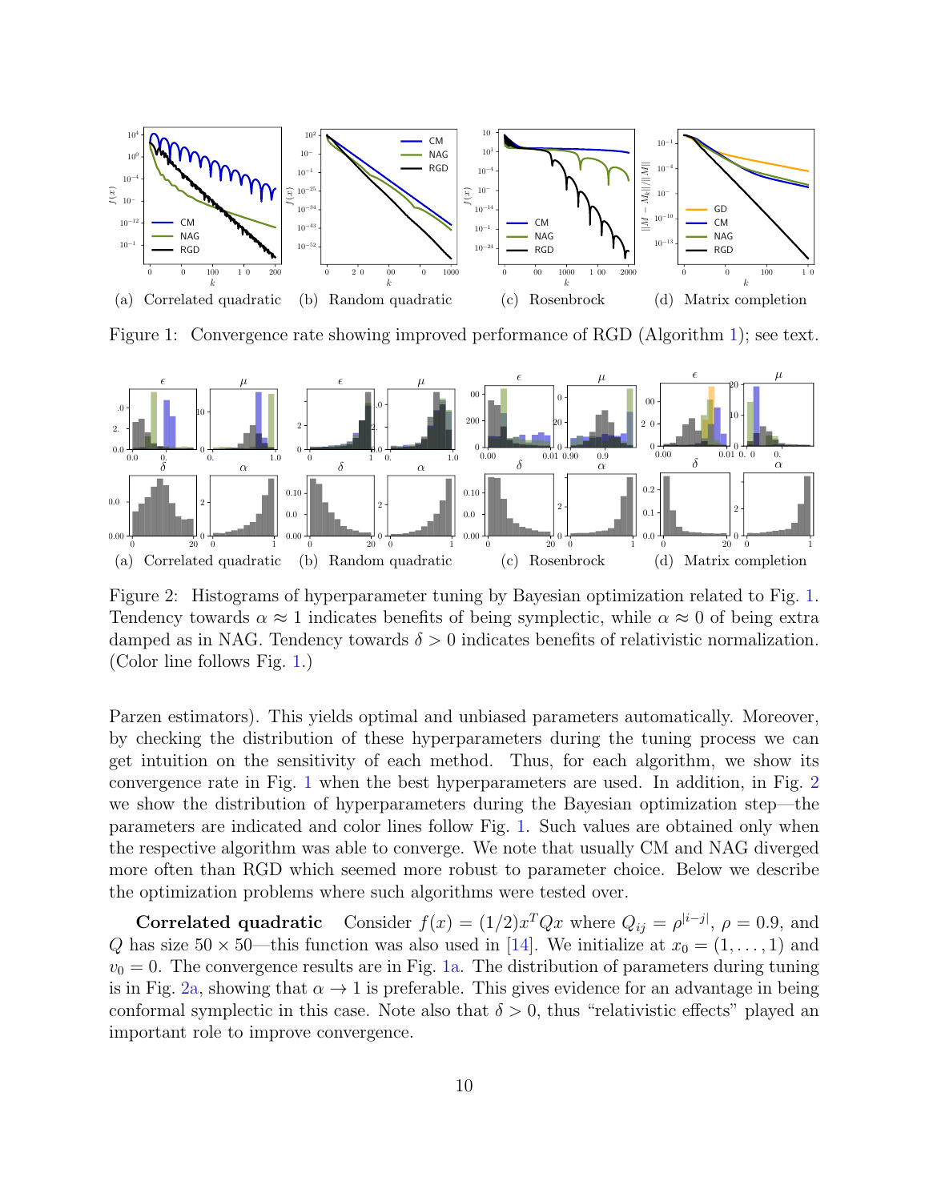Figure 1: Convergence rate showing improved performance of RGD (Algorithm 1); see text.

Figure 2: Histograms of hyperparameter tuning by Bayesian optimization related to Fig. 1. Tendency towards $\alpha \approx 1$ indicates benefits of being symplectic, while $\alpha \approx 0$ of being extra damped as in NAG. Tendency towards $\delta > 0$ indicates benefits of relativistic normalization. (Color line follows Fig. 1.)

Parzen estimators). This yields optimal and unbiased parameters automatically. Moreover, by checking the distribution of these hyperparameters during the tuning process we can get intuition on the sensitivity of each method. Thus, for each algorithm, we show its convergence rate in Fig. 1 when the best hyperparameters are used. In addition, in Fig. 2 we show the distribution of hyperparameters during the Bayesian optimization step—the parameters are indicated and color lines follow Fig. 1. Such values are obtained only when the respective algorithm was able to converge. We note that usually CM and NAG diverged more often than RGD which seemed more robust to parameter choice. Below we describe the optimization problems where such algorithms were tested over.

**Correlated quadratic** Consider $f(x) = (1/2)x^T Q x$ where $Q_{ij} = \rho^{|i-j|}$, $\rho = 0.9$, and $Q$ has size $50 \times 50$—this function was also used in [14]. We initialize at $x_0 = (1, \dots, 1)$ and $v_0 = 0$. The convergence results are in Fig. 1a. The distribution of parameters during tuning is in Fig. 2a, showing that $\alpha \to 1$ is preferable. This gives evidence for an advantage in being conformal symplectic in this case. Note also that $\delta > 0$, thus "relativistic effects" played an important role to improve convergence.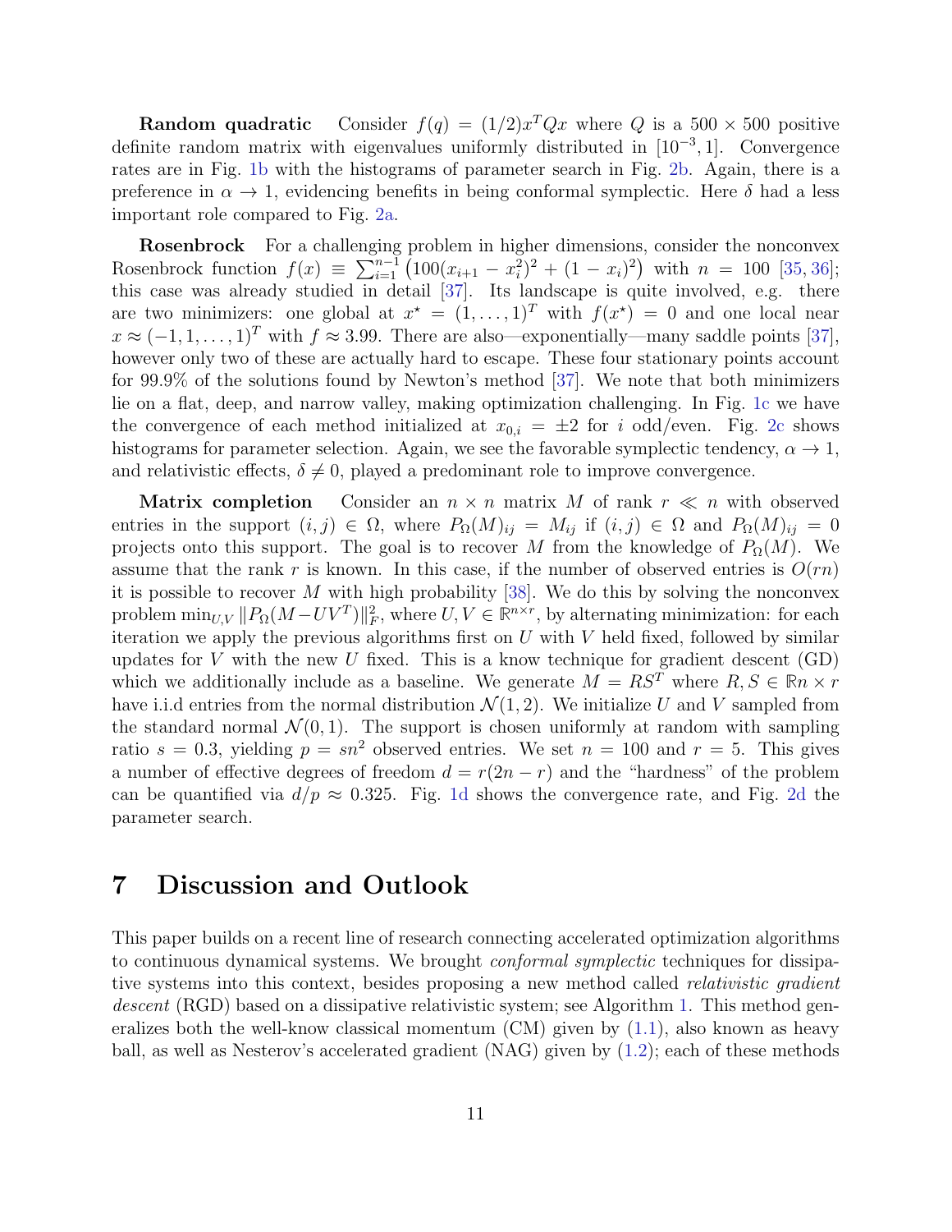**Random quadratic** Consider $f(q) = (1/2)x^T Q x$ where $Q$ is a $500 \times 500$ positive definite random matrix with eigenvalues uniformly distributed in $[10^{-3}, 1]$. Convergence rates are in Fig. 1b with the histograms of parameter search in Fig. 2b. Again, there is a preference in $\alpha \to 1$, evidencing benefits in being conformal symplectic. Here $\delta$ had a less important role compared to Fig. 2a.

**Rosenbrock** For a challenging problem in higher dimensions, consider the nonconvex Rosenbrock function $f(x) \equiv \sum_{i=1}^{n-1} \left(100(x_{i+1} - x_i^2)^2 + (1 - x_i)^2\right)$ with $n = 100$ [35, 36]; this case was already studied in detail [37]. Its landscape is quite involved, e.g. there are two minimizers: one global at $x^\star = (1, \ldots, 1)^T$ with $f(x^\star) = 0$ and one local near $x \approx (-1, 1, \ldots, 1)^T$ with $f \approx 3.99$. There are also—exponentially—many saddle points [37], however only two of these are actually hard to escape. These four stationary points account for 99.9% of the solutions found by Newton's method [37]. We note that both minimizers lie on a flat, deep, and narrow valley, making optimization challenging. In Fig. 1c we have the convergence of each method initialized at $x_{0,i} = \pm 2$ for $i$ odd/even. Fig. 2c shows histograms for parameter selection. Again, we see the favorable symplectic tendency, $\alpha \to 1$, and relativistic effects, $\delta \neq 0$, played a predominant role to improve convergence.

**Matrix completion** Consider an $n \times n$ matrix $M$ of rank $r \ll n$ with observed entries in the support $(i, j) \in \Omega$, where $P_\Omega(M)_{ij} = M_{ij}$ if $(i, j) \in \Omega$ and $P_\Omega(M)_{ij} = 0$ projects onto this support. The goal is to recover $M$ from the knowledge of $P_\Omega(M)$. We assume that the rank $r$ is known. In this case, if the number of observed entries is $O(rn)$ it is possible to recover $M$ with high probability [38]. We do this by solving the nonconvex problem $\min_{U,V} \|P_\Omega(M - UV^T)\|_F^2$, where $U, V \in \mathbb{R}^{n \times r}$, by alternating minimization: for each iteration we apply the previous algorithms first on $U$ with $V$ held fixed, followed by similar updates for $V$ with the new $U$ fixed. This is a know technique for gradient descent (GD) which we additionally include as a baseline. We generate $M = RS^T$ where $R, S \in \mathbb{R}n \times r$ have i.i.d entries from the normal distribution $\mathcal{N}(1, 2)$. We initialize $U$ and $V$ sampled from the standard normal $\mathcal{N}(0, 1)$. The support is chosen uniformly at random with sampling ratio $s = 0.3$, yielding $p = sn^2$ observed entries. We set $n = 100$ and $r = 5$. This gives a number of effective degrees of freedom $d = r(2n - r)$ and the "hardness" of the problem can be quantified via $d/p \approx 0.325$. Fig. 1d shows the convergence rate, and Fig. 2d the parameter search.

# 7 Discussion and Outlook

This paper builds on a recent line of research connecting accelerated optimization algorithms to continuous dynamical systems. We brought *conformal symplectic* techniques for dissipative systems into this context, besides proposing a new method called *relativistic gradient descent* (RGD) based on a dissipative relativistic system; see Algorithm 1. This method generalizes both the well-know classical momentum (CM) given by (1.1), also known as heavy ball, as well as Nesterov's accelerated gradient (NAG) given by (1.2); each of these methods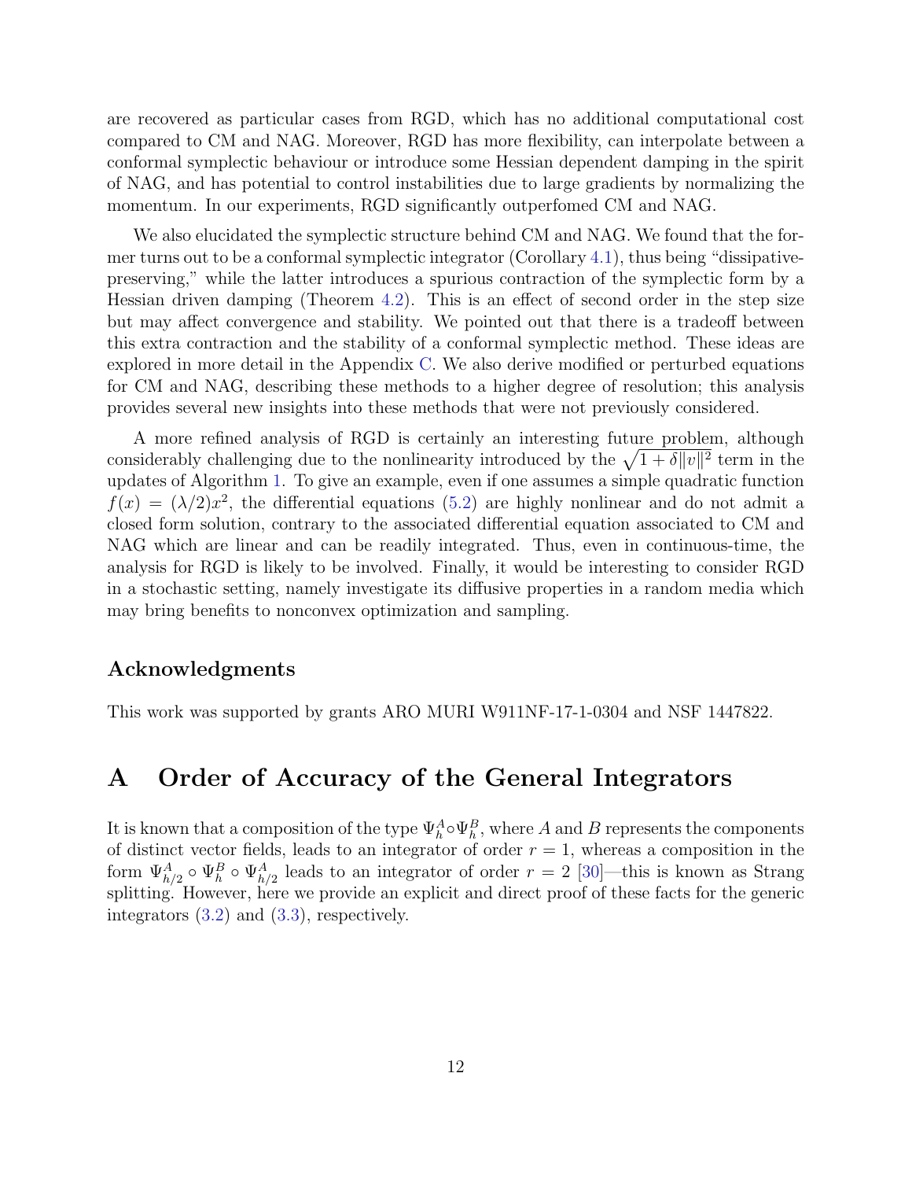are recovered as particular cases from RGD, which has no additional computational cost compared to CM and NAG. Moreover, RGD has more flexibility, can interpolate between a conformal symplectic behaviour or introduce some Hessian dependent damping in the spirit of NAG, and has potential to control instabilities due to large gradients by normalizing the momentum. In our experiments, RGD significantly outperfomed CM and NAG.

We also elucidated the symplectic structure behind CM and NAG. We found that the former turns out to be a conformal symplectic integrator (Corollary 4.1), thus being "dissipative-preserving," while the latter introduces a spurious contraction of the symplectic form by a Hessian driven damping (Theorem 4.2). This is an effect of second order in the step size but may affect convergence and stability. We pointed out that there is a tradeoff between this extra contraction and the stability of a conformal symplectic method. These ideas are explored in more detail in the Appendix C. We also derive modified or perturbed equations for CM and NAG, describing these methods to a higher degree of resolution; this analysis provides several new insights into these methods that were not previously considered.

A more refined analysis of RGD is certainly an interesting future problem, although considerably challenging due to the nonlinearity introduced by the $\sqrt{1+\delta\|v\|^2}$ term in the updates of Algorithm 1. To give an example, even if one assumes a simple quadratic function $f(x) = (\lambda/2)x^2$, the differential equations (5.2) are highly nonlinear and do not admit a closed form solution, contrary to the associated differential equation associated to CM and NAG which are linear and can be readily integrated. Thus, even in continuous-time, the analysis for RGD is likely to be involved. Finally, it would be interesting to consider RGD in a stochastic setting, namely investigate its diffusive properties in a random media which may bring benefits to nonconvex optimization and sampling.

### Acknowledgments

This work was supported by grants ARO MURI W911NF-17-1-0304 and NSF 1447822.

# A Order of Accuracy of the General Integrators

It is known that a composition of the type $\Psi_h^A \circ \Psi_h^B$, where $A$ and $B$ represents the components of distinct vector fields, leads to an integrator of order $r = 1$, whereas a composition in the form $\Psi_{h/2}^A \circ \Psi_h^B \circ \Psi_{h/2}^A$ leads to an integrator of order $r = 2$ [30]—this is known as Strang splitting. However, here we provide an explicit and direct proof of these facts for the generic integrators (3.2) and (3.3), respectively.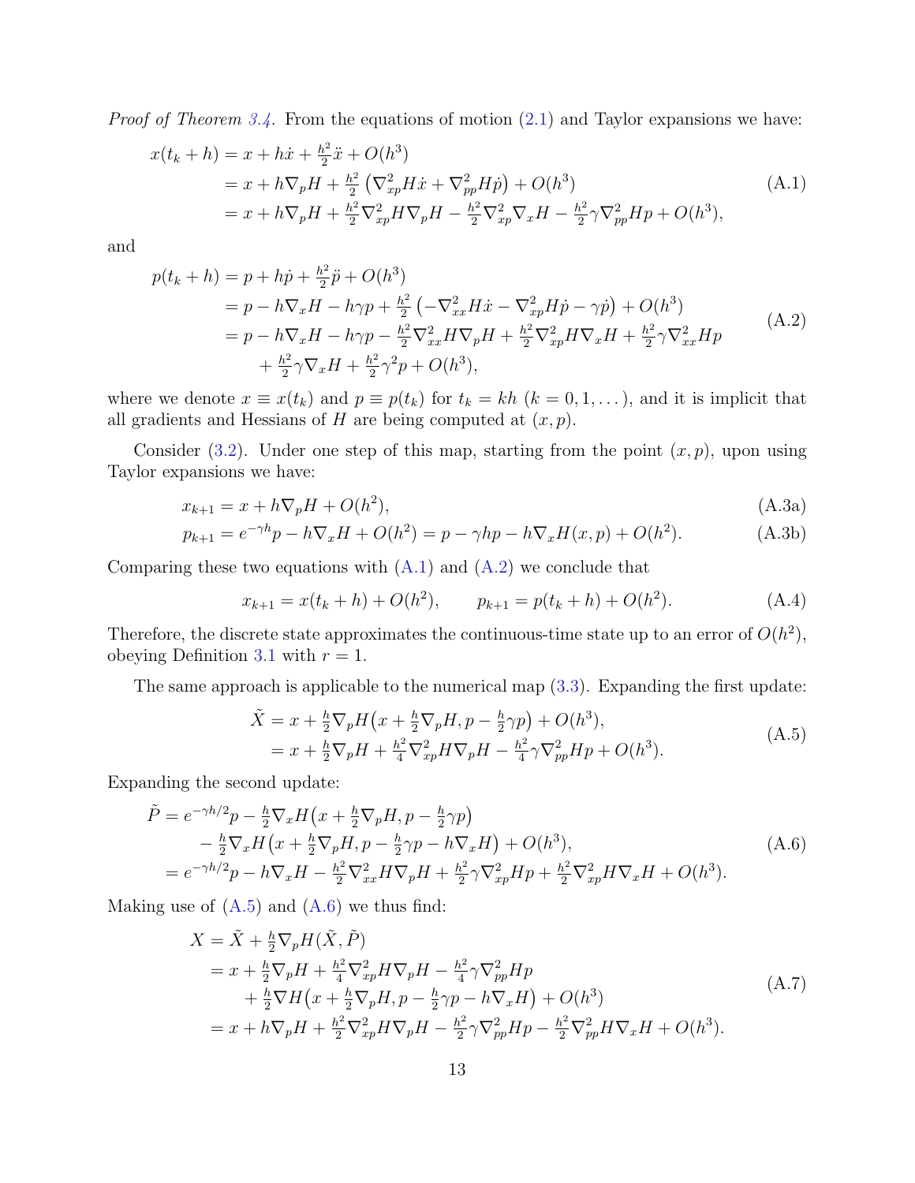*Proof of Theorem 3.4.* From the equations of motion (2.1) and Taylor expansions we have:

$$
\begin{aligned}
x(t_k + h) &= x + h\dot{x} + \tfrac{h^2}{2}\ddot{x} + O(h^3) \\
&= x + h\nabla_p H + \tfrac{h^2}{2}\left(\nabla^2_{xp} H \dot{x} + \nabla^2_{pp} H \dot{p}\right) + O(h^3) \\
&= x + h\nabla_p H + \tfrac{h^2}{2}\nabla^2_{xp} H \nabla_p H - \tfrac{h^2}{2}\nabla^2_{xp}\nabla_x H - \tfrac{h^2}{2}\gamma\nabla^2_{pp} H p + O(h^3),
\end{aligned}
\tag{A.1}
$$

and

$$
\begin{aligned}
p(t_k + h) &= p + h\dot{p} + \tfrac{h^2}{2}\ddot{p} + O(h^3) \\
&= p - h\nabla_x H - h\gamma p + \tfrac{h^2}{2}\left(-\nabla^2_{xx} H \dot{x} - \nabla^2_{xp} H \dot{p} - \gamma\dot{p}\right) + O(h^3) \\
&= p - h\nabla_x H - h\gamma p - \tfrac{h^2}{2}\nabla^2_{xx} H \nabla_p H + \tfrac{h^2}{2}\nabla^2_{xp} H \nabla_x H + \tfrac{h^2}{2}\gamma\nabla^2_{xx} H p \\
&\qquad + \tfrac{h^2}{2}\gamma\nabla_x H + \tfrac{h^2}{2}\gamma^2 p + O(h^3),
\end{aligned}
\tag{A.2}
$$

where we denote $x \equiv x(t_k)$ and $p \equiv p(t_k)$ for $t_k = kh$ ($k = 0, 1, \dots$), and it is implicit that all gradients and Hessians of $H$ are being computed at $(x, p)$.

Consider (3.2). Under one step of this map, starting from the point $(x, p)$, upon using Taylor expansions we have:

$$
x_{k+1} = x + h\nabla_p H + O(h^2), \tag{A.3a}
$$

$$
p_{k+1} = e^{-\gamma h} p - h\nabla_x H + O(h^2) = p - \gamma h p - h\nabla_x H(x, p) + O(h^2). \tag{A.3b}
$$

Comparing these two equations with (A.1) and (A.2) we conclude that

$$
x_{k+1} = x(t_k + h) + O(h^2), \qquad p_{k+1} = p(t_k + h) + O(h^2). \tag{A.4}
$$

Therefore, the discrete state approximates the continuous-time state up to an error of $O(h^2)$, obeying Definition 3.1 with $r = 1$.

The same approach is applicable to the numerical map (3.3). Expanding the first update:

$$
\begin{aligned}
\tilde{X} &= x + \tfrac{h}{2}\nabla_p H\big(x + \tfrac{h}{2}\nabla_p H, p - \tfrac{h}{2}\gamma p\big) + O(h^3), \\
&= x + \tfrac{h}{2}\nabla_p H + \tfrac{h^2}{4}\nabla^2_{xp} H \nabla_p H - \tfrac{h^2}{4}\gamma\nabla^2_{pp} H p + O(h^3).
\end{aligned}
\tag{A.5}
$$

Expanding the second update:

$$
\begin{aligned}
\tilde{P} &= e^{-\gamma h/2} p - \tfrac{h}{2}\nabla_x H\big(x + \tfrac{h}{2}\nabla_p H, p - \tfrac{h}{2}\gamma p\big) \\
&\qquad - \tfrac{h}{2}\nabla_x H\big(x + \tfrac{h}{2}\nabla_p H, p - \tfrac{h}{2}\gamma p - h\nabla_x H\big) + O(h^3), \\
&= e^{-\gamma h/2} p - h\nabla_x H - \tfrac{h^2}{2}\nabla^2_{xx} H \nabla_p H + \tfrac{h^2}{2}\gamma\nabla^2_{xp} H p + \tfrac{h^2}{2}\nabla^2_{xp} H \nabla_x H + O(h^3).
\end{aligned}
\tag{A.6}
$$

Making use of (A.5) and (A.6) we thus find:

$$
\begin{aligned}
X &= \tilde{X} + \tfrac{h}{2}\nabla_p H(\tilde{X}, \tilde{P}) \\
&= x + \tfrac{h}{2}\nabla_p H + \tfrac{h^2}{4}\nabla^2_{xp} H \nabla_p H - \tfrac{h^2}{4}\gamma\nabla^2_{pp} H p \\
&\qquad + \tfrac{h}{2}\nabla H\big(x + \tfrac{h}{2}\nabla_p H, p - \tfrac{h}{2}\gamma p - h\nabla_x H\big) + O(h^3) \\
&= x + h\nabla_p H + \tfrac{h^2}{2}\nabla^2_{xp} H \nabla_p H - \tfrac{h^2}{2}\gamma\nabla^2_{pp} H p - \tfrac{h^2}{2}\nabla^2_{pp} H \nabla_x H + O(h^3).
\end{aligned}
\tag{A.7}
$$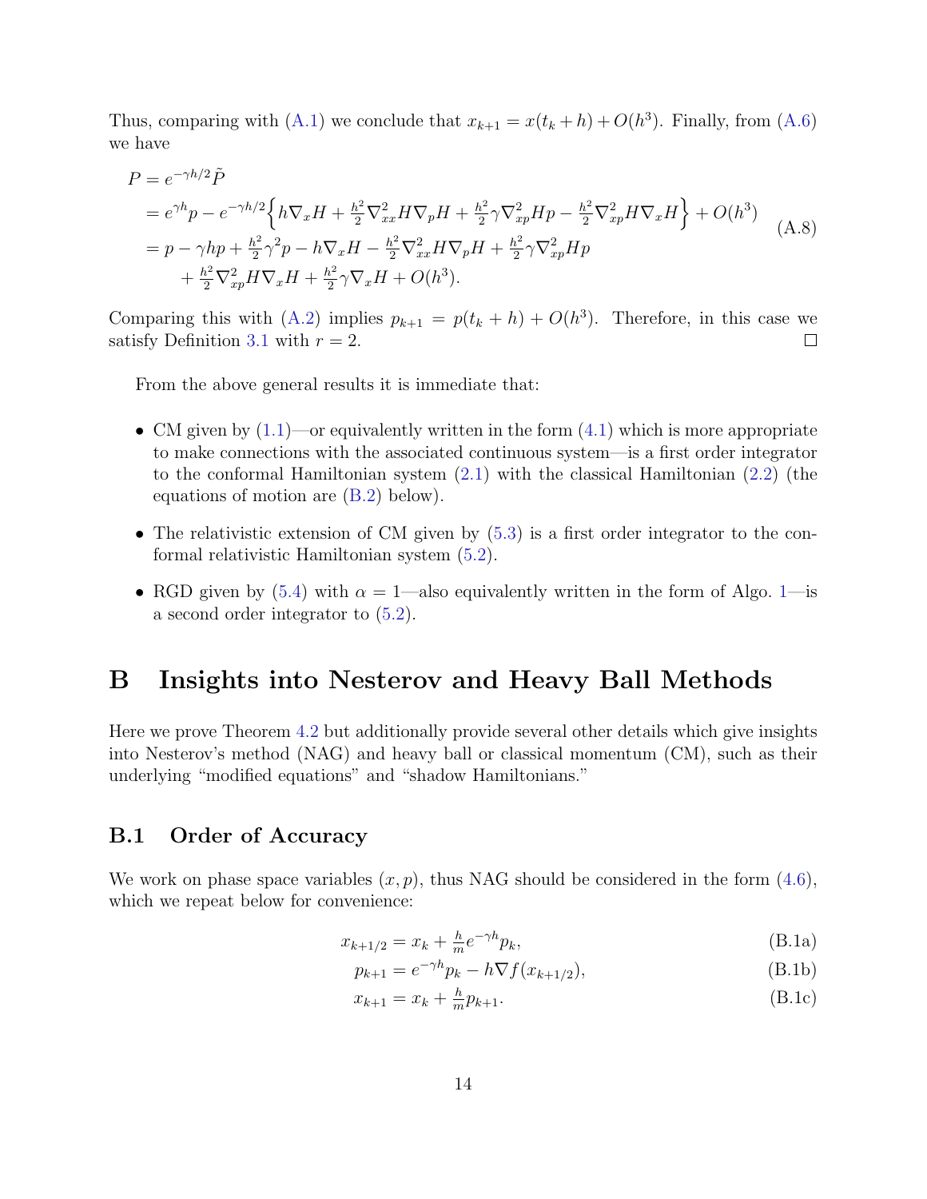Thus, comparing with (A.1) we conclude that $x_{k+1} = x(t_k + h) + O(h^3)$. Finally, from (A.6) we have

$$
\begin{aligned}
P &= e^{-\gamma h/2} \tilde{P} \\
&= e^{\gamma h} p - e^{-\gamma h/2} \Big\{ h \nabla_x H + \tfrac{h^2}{2} \nabla^2_{xx} H \nabla_p H + \tfrac{h^2}{2} \gamma \nabla^2_{xp} H p - \tfrac{h^2}{2} \nabla^2_{xp} H \nabla_x H \Big\} + O(h^3) \\
&= p - \gamma h p + \tfrac{h^2}{2} \gamma^2 p - h \nabla_x H - \tfrac{h^2}{2} \nabla^2_{xx} H \nabla_p H + \tfrac{h^2}{2} \gamma \nabla^2_{xp} H p \\
&\quad + \tfrac{h^2}{2} \nabla^2_{xp} H \nabla_x H + \tfrac{h^2}{2} \gamma \nabla_x H + O(h^3).
\end{aligned} \tag{A.8}
$$

Comparing this with (A.2) implies $p_{k+1} = p(t_k + h) + O(h^3)$. Therefore, in this case we satisfy Definition 3.1 with $r = 2$. □

From the above general results it is immediate that:

- CM given by (1.1)—or equivalently written in the form (4.1) which is more appropriate to make connections with the associated continuous system—is a first order integrator to the conformal Hamiltonian system (2.1) with the classical Hamiltonian (2.2) (the equations of motion are (B.2) below).
- The relativistic extension of CM given by (5.3) is a first order integrator to the conformal relativistic Hamiltonian system (5.2).
- RGD given by (5.4) with $\alpha = 1$—also equivalently written in the form of Algo. 1—is a second order integrator to (5.2).

# B Insights into Nesterov and Heavy Ball Methods

Here we prove Theorem 4.2 but additionally provide several other details which give insights into Nesterov's method (NAG) and heavy ball or classical momentum (CM), such as their underlying "modified equations" and "shadow Hamiltonians."

## B.1 Order of Accuracy

We work on phase space variables $(x, p)$, thus NAG should be considered in the form (4.6), which we repeat below for convenience:

$$
x_{k+1/2} = x_k + \tfrac{h}{m} e^{-\gamma h} p_k, \tag{B.1a}
$$

$$
p_{k+1} = e^{-\gamma h} p_k - h \nabla f(x_{k+1/2}), \tag{B.1b}
$$

$$
x_{k+1} = x_k + \tfrac{h}{m} p_{k+1}. \tag{B.1c}
$$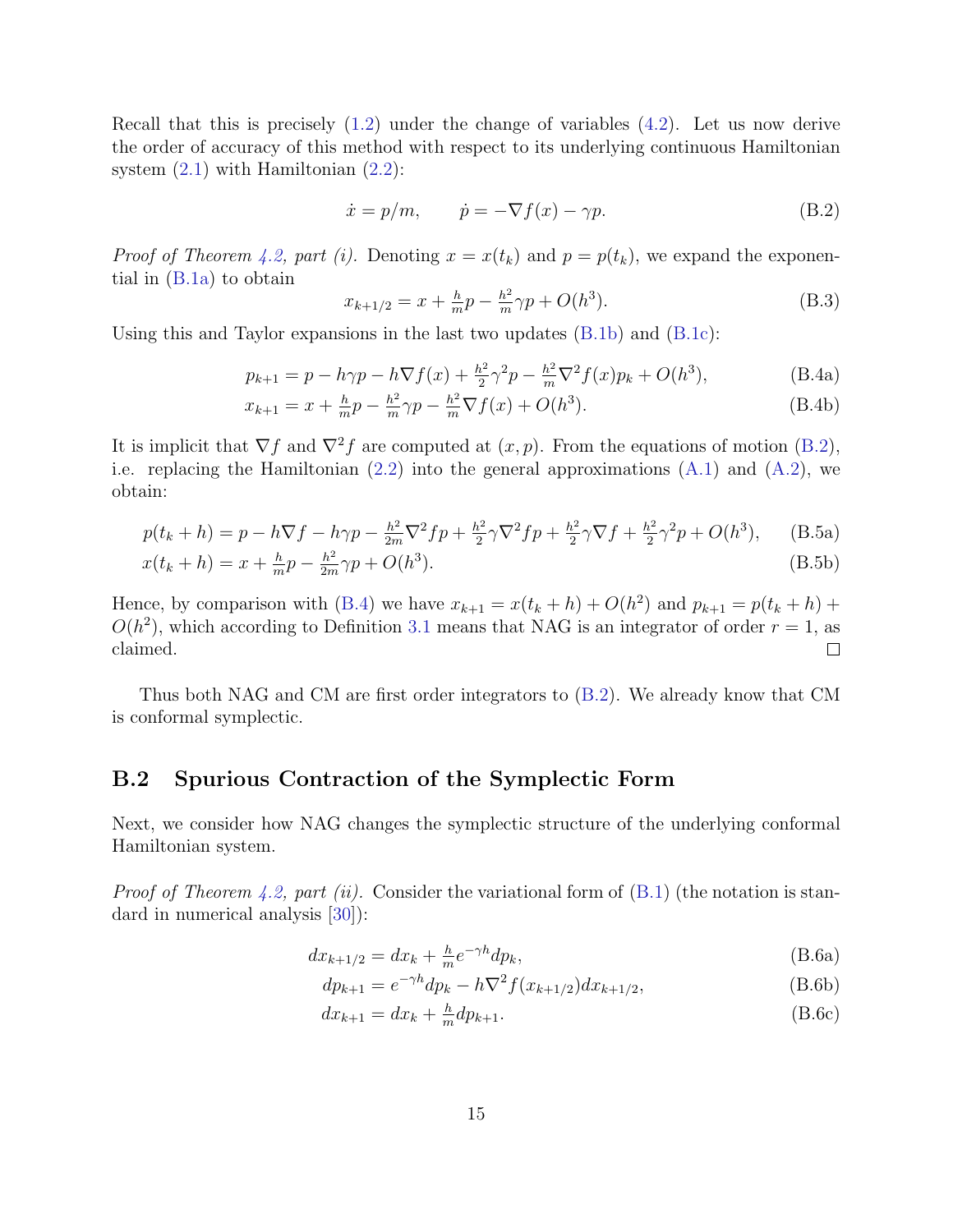Recall that this is precisely (1.2) under the change of variables (4.2). Let us now derive the order of accuracy of this method with respect to its underlying continuous Hamiltonian system (2.1) with Hamiltonian (2.2):

$$\dot{x} = p/m, \qquad \dot{p} = -\nabla f(x) - \gamma p. \tag{B.2}$$

*Proof of Theorem 4.2, part (i).* Denoting $x = x(t_k)$ and $p = p(t_k)$, we expand the exponential in (B.1a) to obtain

$$x_{k+1/2} = x + \tfrac{h}{m}p - \tfrac{h^2}{m}\gamma p + O(h^3). \tag{B.3}$$

Using this and Taylor expansions in the last two updates (B.1b) and (B.1c):

$$p_{k+1} = p - h\gamma p - h\nabla f(x) + \tfrac{h^2}{2}\gamma^2 p - \tfrac{h^2}{m}\nabla^2 f(x) p_k + O(h^3), \tag{B.4a}$$

$$x_{k+1} = x + \tfrac{h}{m}p - \tfrac{h^2}{m}\gamma p - \tfrac{h^2}{m}\nabla f(x) + O(h^3). \tag{B.4b}$$

It is implicit that $\nabla f$ and $\nabla^2 f$ are computed at $(x, p)$. From the equations of motion (B.2), i.e. replacing the Hamiltonian (2.2) into the general approximations (A.1) and (A.2), we obtain:

$$p(t_k + h) = p - h\nabla f - h\gamma p - \tfrac{h^2}{2m}\nabla^2 f p + \tfrac{h^2}{2}\gamma \nabla^2 f p + \tfrac{h^2}{2}\gamma \nabla f + \tfrac{h^2}{2}\gamma^2 p + O(h^3), \tag{B.5a}$$

$$x(t_k + h) = x + \tfrac{h}{m}p - \tfrac{h^2}{2m}\gamma p + O(h^3). \tag{B.5b}$$

Hence, by comparison with (B.4) we have $x_{k+1} = x(t_k + h) + O(h^2)$ and $p_{k+1} = p(t_k + h) + O(h^2)$, which according to Definition 3.1 means that NAG is an integrator of order $r = 1$, as claimed. ◻

Thus both NAG and CM are first order integrators to (B.2). We already know that CM is conformal symplectic.

## B.2 Spurious Contraction of the Symplectic Form

Next, we consider how NAG changes the symplectic structure of the underlying conformal Hamiltonian system.

*Proof of Theorem 4.2, part (ii).* Consider the variational form of (B.1) (the notation is standard in numerical analysis [30]):

$$dx_{k+1/2} = dx_k + \tfrac{h}{m}e^{-\gamma h}dp_k, \tag{B.6a}$$

$$dp_{k+1} = e^{-\gamma h}dp_k - h\nabla^2 f(x_{k+1/2})dx_{k+1/2}, \tag{B.6b}$$

$$dx_{k+1} = dx_k + \tfrac{h}{m}dp_{k+1}. \tag{B.6c}$$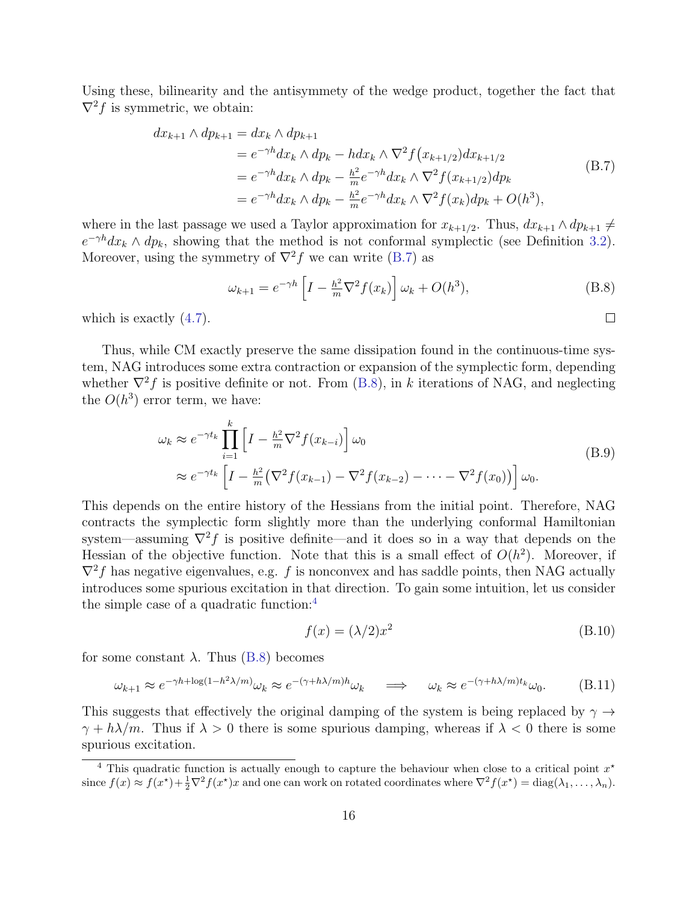Using these, bilinearity and the antisymmetry of the wedge product, together the fact that $\nabla^2 f$ is symmetric, we obtain:

$$
\begin{aligned}
dx_{k+1} \wedge dp_{k+1} &= dx_k \wedge dp_{k+1} \\
&= e^{-\gamma h} dx_k \wedge dp_k - h dx_k \wedge \nabla^2 f\big(x_{k+1/2}\big) dx_{k+1/2} \\
&= e^{-\gamma h} dx_k \wedge dp_k - \tfrac{h^2}{m} e^{-\gamma h} dx_k \wedge \nabla^2 f(x_{k+1/2}) dp_k \\
&= e^{-\gamma h} dx_k \wedge dp_k - \tfrac{h^2}{m} e^{-\gamma h} dx_k \wedge \nabla^2 f(x_k) dp_k + O(h^3),
\end{aligned}
\tag{B.7}
$$

where in the last passage we used a Taylor approximation for $x_{k+1/2}$. Thus, $dx_{k+1} \wedge dp_{k+1} \neq e^{-\gamma h} dx_k \wedge dp_k$, showing that the method is not conformal symplectic (see Definition 3.2). Moreover, using the symmetry of $\nabla^2 f$ we can write (B.7) as

$$
\omega_{k+1} = e^{-\gamma h} \left[ I - \tfrac{h^2}{m} \nabla^2 f(x_k) \right] \omega_k + O(h^3), \tag{B.8}
$$

which is exactly (4.7). ☐

Thus, while CM exactly preserve the same dissipation found in the continuous-time system, NAG introduces some extra contraction or expansion of the symplectic form, depending whether $\nabla^2 f$ is positive definite or not. From (B.8), in $k$ iterations of NAG, and neglecting the $O(h^3)$ error term, we have:

$$
\begin{aligned}
\omega_k &\approx e^{-\gamma t_k} \prod_{i=1}^{k} \left[ I - \tfrac{h^2}{m} \nabla^2 f(x_{k-i}) \right] \omega_0 \\
&\approx e^{-\gamma t_k} \left[ I - \tfrac{h^2}{m} \big( \nabla^2 f(x_{k-1}) - \nabla^2 f(x_{k-2}) - \cdots - \nabla^2 f(x_0) \big) \right] \omega_0.
\end{aligned}
\tag{B.9}
$$

This depends on the entire history of the Hessians from the initial point. Therefore, NAG contracts the symplectic form slightly more than the underlying conformal Hamiltonian system—assuming $\nabla^2 f$ is positive definite—and it does so in a way that depends on the Hessian of the objective function. Note that this is a small effect of $O(h^2)$. Moreover, if $\nabla^2 f$ has negative eigenvalues, e.g. $f$ is nonconvex and has saddle points, then NAG actually introduces some spurious excitation in that direction. To gain some intuition, let us consider the simple case of a quadratic function:[4]

$$
f(x) = (\lambda/2) x^2 \tag{B.10}
$$

for some constant $\lambda$. Thus (B.8) becomes

$$
\omega_{k+1} \approx e^{-\gamma h + \log(1 - h^2 \lambda / m)} \omega_k \approx e^{-(\gamma + h\lambda/m)h} \omega_k \quad \implies \quad \omega_k \approx e^{-(\gamma + h\lambda/m) t_k} \omega_0. \tag{B.11}
$$

This suggests that effectively the original damping of the system is being replaced by $\gamma \to \gamma + h\lambda/m$. Thus if $\lambda > 0$ there is some spurious damping, whereas if $\lambda < 0$ there is some spurious excitation.

---

[4] This quadratic function is actually enough to capture the behaviour when close to a critical point $x^\star$ since $f(x) \approx f(x^\star) + \frac{1}{2} \nabla^2 f(x^\star) x$ and one can work on rotated coordinates where $\nabla^2 f(x^\star) = \operatorname{diag}(\lambda_1, \dots, \lambda_n)$.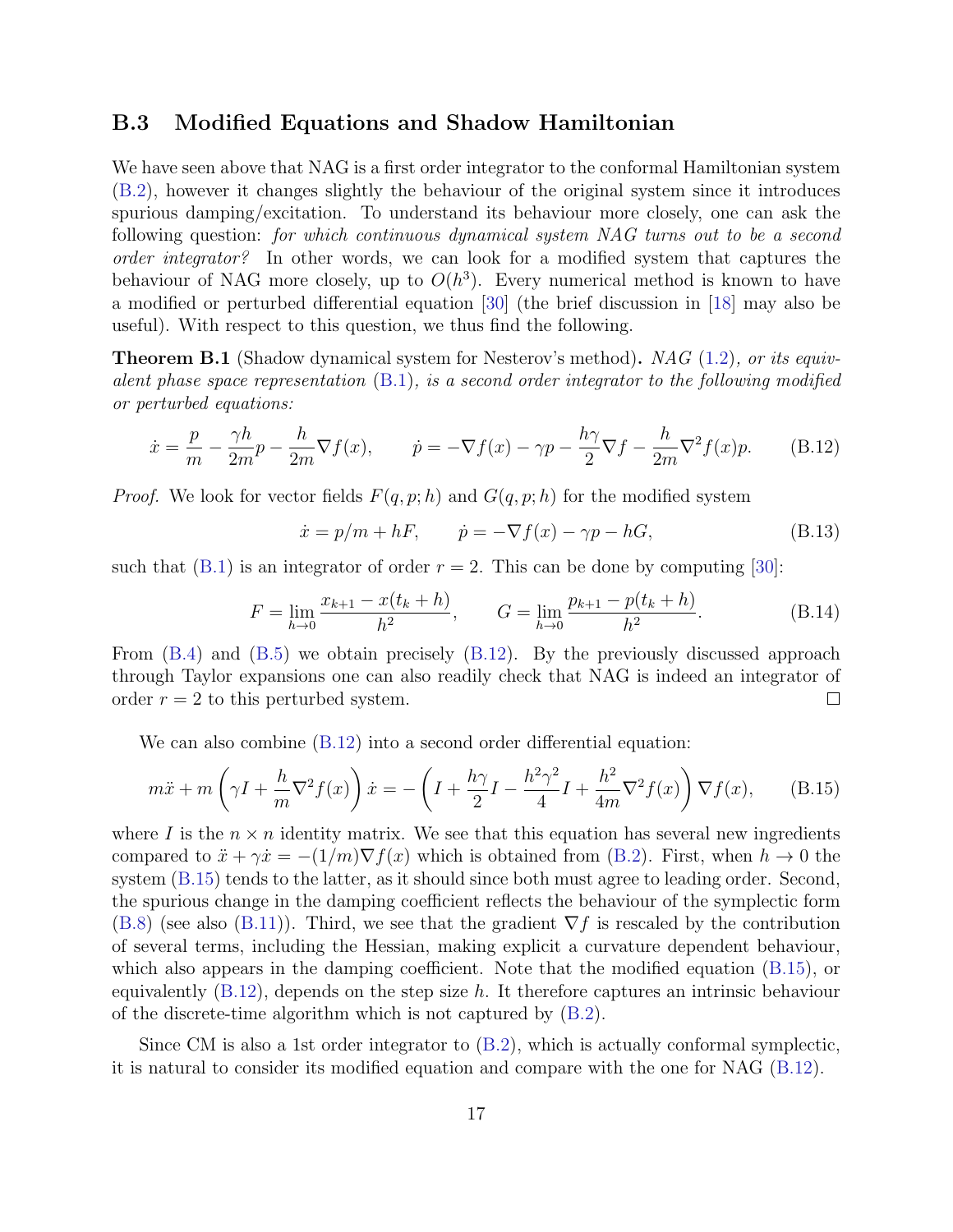### B.3 Modified Equations and Shadow Hamiltonian

We have seen above that NAG is a first order integrator to the conformal Hamiltonian system (B.2), however it changes slightly the behaviour of the original system since it introduces spurious damping/excitation. To understand its behaviour more closely, one can ask the following question: *for which continuous dynamical system NAG turns out to be a second order integrator?* In other words, we can look for a modified system that captures the behaviour of NAG more closely, up to $O(h^3)$. Every numerical method is known to have a modified or perturbed differential equation [30] (the brief discussion in [18] may also be useful). With respect to this question, we thus find the following.

**Theorem B.1** (Shadow dynamical system for Nesterov's method)**.** *NAG* (1.2)*, or its equivalent phase space representation* (B.1)*, is a second order integrator to the following modified or perturbed equations:*

$$
\dot{x} = \frac{p}{m} - \frac{\gamma h}{2m} p - \frac{h}{2m} \nabla f(x), \qquad \dot{p} = -\nabla f(x) - \gamma p - \frac{h\gamma}{2} \nabla f - \frac{h}{2m} \nabla^2 f(x) p. \tag{B.12}
$$

*Proof.* We look for vector fields $F(q,p;h)$ and $G(q,p;h)$ for the modified system

$$
\dot{x} = p/m + hF, \qquad \dot{p} = -\nabla f(x) - \gamma p - hG, \tag{B.13}
$$

such that (B.1) is an integrator of order $r = 2$. This can be done by computing [30]:

$$
F = \lim_{h \to 0} \frac{x_{k+1} - x(t_k + h)}{h^2}, \qquad G = \lim_{h \to 0} \frac{p_{k+1} - p(t_k + h)}{h^2}. \tag{B.14}
$$

From (B.4) and (B.5) we obtain precisely (B.12). By the previously discussed approach through Taylor expansions one can also readily check that NAG is indeed an integrator of order $r = 2$ to this perturbed system. $\square$

We can also combine (B.12) into a second order differential equation:

$$
m\ddot{x} + m\left(\gamma I + \frac{h}{m}\nabla^2 f(x)\right)\dot{x} = -\left(I + \frac{h\gamma}{2}I - \frac{h^2\gamma^2}{4}I + \frac{h^2}{4m}\nabla^2 f(x)\right)\nabla f(x), \tag{B.15}
$$

where $I$ is the $n \times n$ identity matrix. We see that this equation has several new ingredients compared to $\ddot{x} + \gamma\dot{x} = -(1/m)\nabla f(x)$ which is obtained from (B.2). First, when $h \to 0$ the system (B.15) tends to the latter, as it should since both must agree to leading order. Second, the spurious change in the damping coefficient reflects the behaviour of the symplectic form (B.8) (see also (B.11)). Third, we see that the gradient $\nabla f$ is rescaled by the contribution of several terms, including the Hessian, making explicit a curvature dependent behaviour, which also appears in the damping coefficient. Note that the modified equation (B.15), or equivalently (B.12), depends on the step size $h$. It therefore captures an intrinsic behaviour of the discrete-time algorithm which is not captured by (B.2).

Since CM is also a 1st order integrator to (B.2), which is actually conformal symplectic, it is natural to consider its modified equation and compare with the one for NAG (B.12).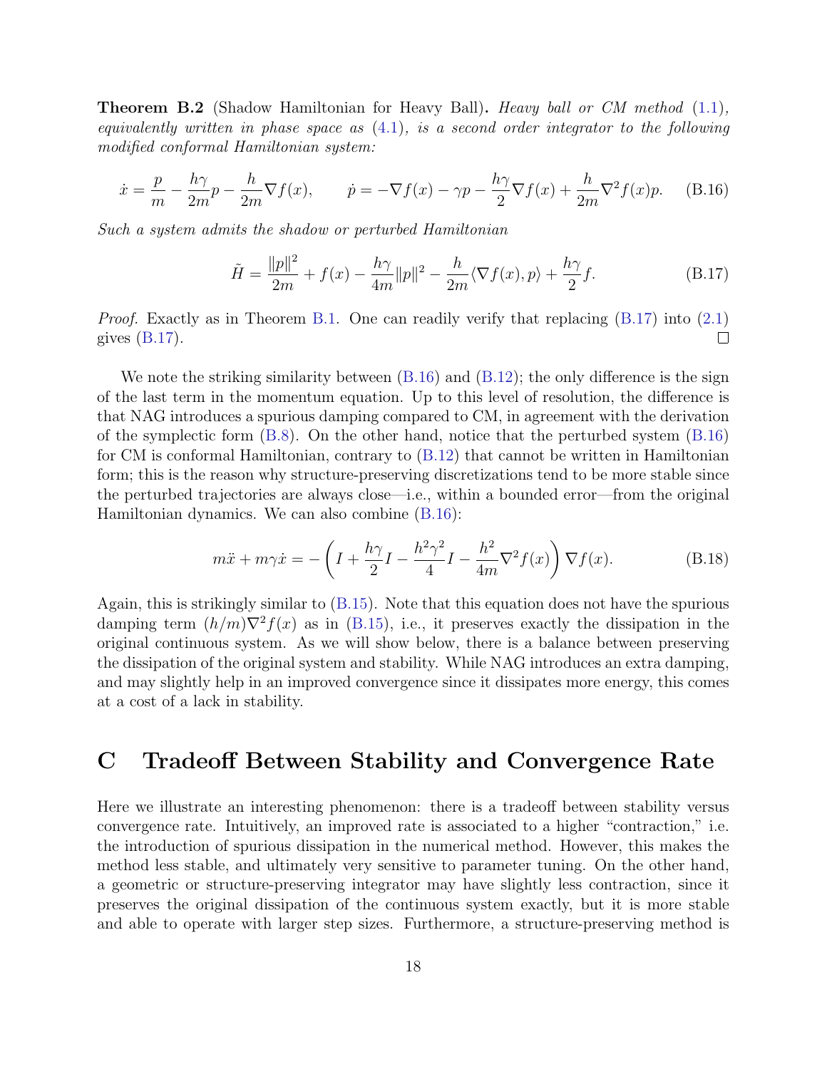**Theorem B.2** (Shadow Hamiltonian for Heavy Ball)**.** *Heavy ball or CM method* (1.1)*, equivalently written in phase space as* (4.1)*, is a second order integrator to the following modified conformal Hamiltonian system:*

$$\dot{x} = \frac{p}{m} - \frac{h\gamma}{2m}p - \frac{h}{2m}\nabla f(x), \qquad \dot{p} = -\nabla f(x) - \gamma p - \frac{h\gamma}{2}\nabla f(x) + \frac{h}{2m}\nabla^2 f(x) p. \tag{B.16}$$

*Such a system admits the shadow or perturbed Hamiltonian*

$$\tilde{H} = \frac{\|p\|^2}{2m} + f(x) - \frac{h\gamma}{4m}\|p\|^2 - \frac{h}{2m}\langle \nabla f(x), p\rangle + \frac{h\gamma}{2} f. \tag{B.17}$$

*Proof.* Exactly as in Theorem B.1. One can readily verify that replacing (B.17) into (2.1) gives (B.17). ☐

We note the striking similarity between (B.16) and (B.12); the only difference is the sign of the last term in the momentum equation. Up to this level of resolution, the difference is that NAG introduces a spurious damping compared to CM, in agreement with the derivation of the symplectic form (B.8). On the other hand, notice that the perturbed system (B.16) for CM is conformal Hamiltonian, contrary to (B.12) that cannot be written in Hamiltonian form; this is the reason why structure-preserving discretizations tend to be more stable since the perturbed trajectories are always close—i.e., within a bounded error—from the original Hamiltonian dynamics. We can also combine (B.16):

$$m\ddot{x} + m\gamma\dot{x} = -\left(I + \frac{h\gamma}{2}I - \frac{h^2\gamma^2}{4}I - \frac{h^2}{4m}\nabla^2 f(x)\right)\nabla f(x). \tag{B.18}$$

Again, this is strikingly similar to (B.15). Note that this equation does not have the spurious damping term $(h/m)\nabla^2 f(x)$ as in (B.15), i.e., it preserves exactly the dissipation in the original continuous system. As we will show below, there is a balance between preserving the dissipation of the original system and stability. While NAG introduces an extra damping, and may slightly help in an improved convergence since it dissipates more energy, this comes at a cost of a lack in stability.

# C Tradeoff Between Stability and Convergence Rate

Here we illustrate an interesting phenomenon: there is a tradeoff between stability versus convergence rate. Intuitively, an improved rate is associated to a higher "contraction," i.e. the introduction of spurious dissipation in the numerical method. However, this makes the method less stable, and ultimately very sensitive to parameter tuning. On the other hand, a geometric or structure-preserving integrator may have slightly less contraction, since it preserves the original dissipation of the continuous system exactly, but it is more stable and able to operate with larger step sizes. Furthermore, a structure-preserving method is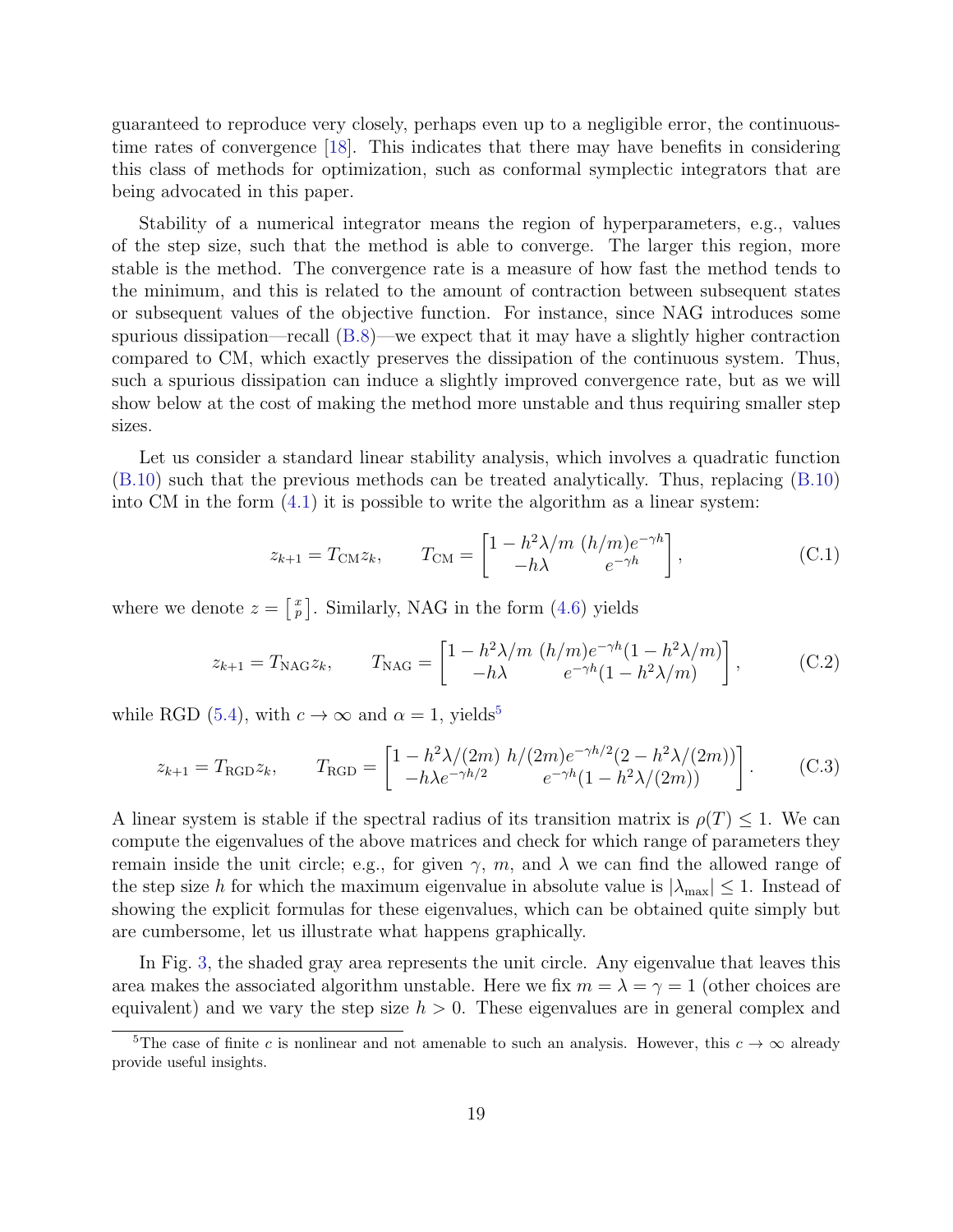guaranteed to reproduce very closely, perhaps even up to a negligible error, the continuous-time rates of convergence [18]. This indicates that there may have benefits in considering this class of methods for optimization, such as conformal symplectic integrators that are being advocated in this paper.

Stability of a numerical integrator means the region of hyperparameters, e.g., values of the step size, such that the method is able to converge. The larger this region, more stable is the method. The convergence rate is a measure of how fast the method tends to the minimum, and this is related to the amount of contraction between subsequent states or subsequent values of the objective function. For instance, since NAG introduces some spurious dissipation—recall (B.8)—we expect that it may have a slightly higher contraction compared to CM, which exactly preserves the dissipation of the continuous system. Thus, such a spurious dissipation can induce a slightly improved convergence rate, but as we will show below at the cost of making the method more unstable and thus requiring smaller step sizes.

Let us consider a standard linear stability analysis, which involves a quadratic function (B.10) such that the previous methods can be treated analytically. Thus, replacing (B.10) into CM in the form (4.1) it is possible to write the algorithm as a linear system:

$$
z_{k+1} = T_{\text{CM}} z_k, \qquad T_{\text{CM}} = \begin{bmatrix} 1 - h^2\lambda/m & (h/m)e^{-\gamma h} \\ -h\lambda & e^{-\gamma h} \end{bmatrix}, \tag{C.1}
$$

where we denote $z = \left[\begin{smallmatrix} x \\ p \end{smallmatrix}\right]$. Similarly, NAG in the form (4.6) yields

$$
z_{k+1} = T_{\text{NAG}} z_k, \qquad T_{\text{NAG}} = \begin{bmatrix} 1 - h^2\lambda/m & (h/m)e^{-\gamma h}(1 - h^2\lambda/m) \\ -h\lambda & e^{-\gamma h}(1 - h^2\lambda/m) \end{bmatrix}, \tag{C.2}
$$

while RGD (5.4), with $c \to \infty$ and $\alpha = 1$, yields[5]

$$
z_{k+1} = T_{\text{RGD}} z_k, \qquad T_{\text{RGD}} = \begin{bmatrix} 1 - h^2\lambda/(2m) & h/(2m)e^{-\gamma h/2}(2 - h^2\lambda/(2m)) \\ -h\lambda e^{-\gamma h/2} & e^{-\gamma h}(1 - h^2\lambda/(2m)) \end{bmatrix}. \tag{C.3}
$$

A linear system is stable if the spectral radius of its transition matrix is $\rho(T) \le 1$. We can compute the eigenvalues of the above matrices and check for which range of parameters they remain inside the unit circle; e.g., for given $\gamma$, $m$, and $\lambda$ we can find the allowed range of the step size $h$ for which the maximum eigenvalue in absolute value is $|\lambda_{\max}| \le 1$. Instead of showing the explicit formulas for these eigenvalues, which can be obtained quite simply but are cumbersome, let us illustrate what happens graphically.

In Fig. 3, the shaded gray area represents the unit circle. Any eigenvalue that leaves this area makes the associated algorithm unstable. Here we fix $m = \lambda = \gamma = 1$ (other choices are equivalent) and we vary the step size $h > 0$. These eigenvalues are in general complex and

[5] The case of finite $c$ is nonlinear and not amenable to such an analysis. However, this $c \to \infty$ already provide useful insights.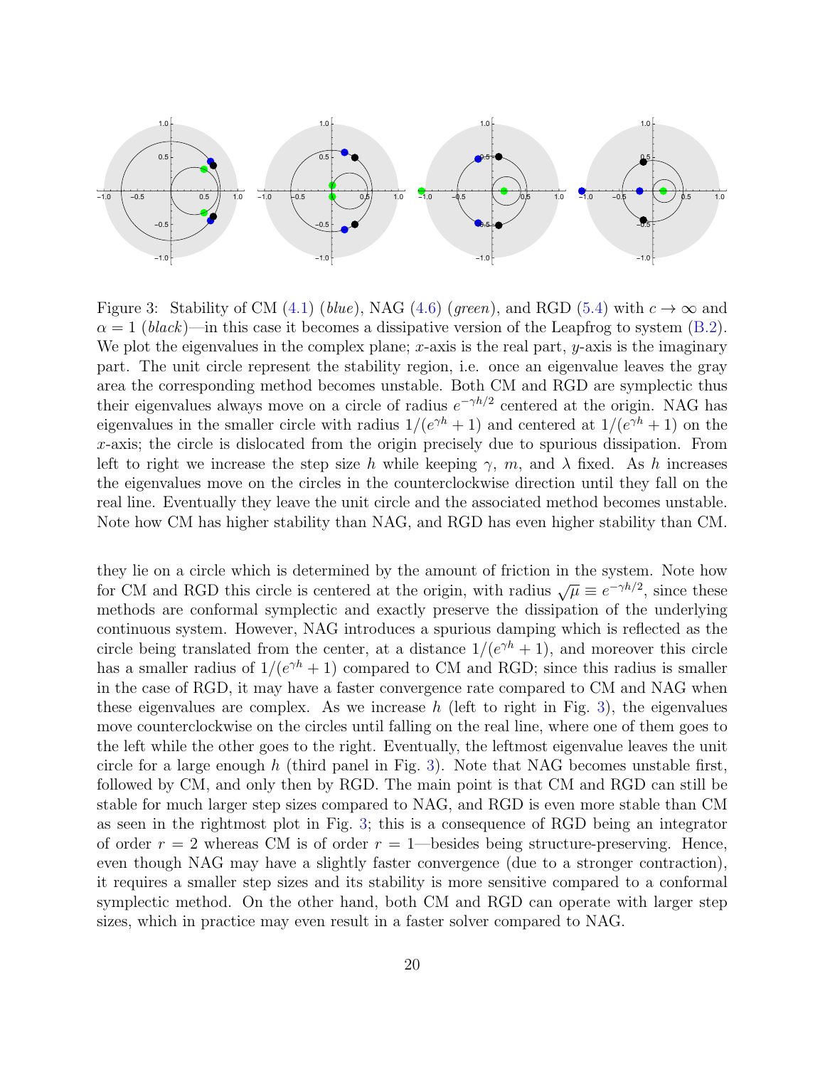Figure 3: Stability of CM (4.1) (*blue*), NAG (4.6) (*green*), and RGD (5.4) with $c \to \infty$ and $\alpha = 1$ (*black*)—in this case it becomes a dissipative version of the Leapfrog to system (B.2). We plot the eigenvalues in the complex plane; $x$-axis is the real part, $y$-axis is the imaginary part. The unit circle represent the stability region, i.e. once an eigenvalue leaves the gray area the corresponding method becomes unstable. Both CM and RGD are symplectic thus their eigenvalues always move on a circle of radius $e^{-\gamma h/2}$ centered at the origin. NAG has eigenvalues in the smaller circle with radius $1/(e^{\gamma h}+1)$ and centered at $1/(e^{\gamma h}+1)$ on the $x$-axis; the circle is dislocated from the origin precisely due to spurious dissipation. From left to right we increase the step size $h$ while keeping $\gamma$, $m$, and $\lambda$ fixed. As $h$ increases the eigenvalues move on the circles in the counterclockwise direction until they fall on the real line. Eventually they leave the unit circle and the associated method becomes unstable. Note how CM has higher stability than NAG, and RGD has even higher stability than CM.

they lie on a circle which is determined by the amount of friction in the system. Note how for CM and RGD this circle is centered at the origin, with radius $\sqrt{\mu} \equiv e^{-\gamma h/2}$, since these methods are conformal symplectic and exactly preserve the dissipation of the underlying continuous system. However, NAG introduces a spurious damping which is reflected as the circle being translated from the center, at a distance $1/(e^{\gamma h}+1)$, and moreover this circle has a smaller radius of $1/(e^{\gamma h}+1)$ compared to CM and RGD; since this radius is smaller in the case of RGD, it may have a faster convergence rate compared to CM and NAG when these eigenvalues are complex. As we increase $h$ (left to right in Fig. 3), the eigenvalues move counterclockwise on the circles until falling on the real line, where one of them goes to the left while the other goes to the right. Eventually, the leftmost eigenvalue leaves the unit circle for a large enough $h$ (third panel in Fig. 3). Note that NAG becomes unstable first, followed by CM, and only then by RGD. The main point is that CM and RGD can still be stable for much larger step sizes compared to NAG, and RGD is even more stable than CM as seen in the rightmost plot in Fig. 3; this is a consequence of RGD being an integrator of order $r = 2$ whereas CM is of order $r = 1$—besides being structure-preserving. Hence, even though NAG may have a slightly faster convergence (due to a stronger contraction), it requires a smaller step sizes and its stability is more sensitive compared to a conformal symplectic method. On the other hand, both CM and RGD can operate with larger step sizes, which in practice may even result in a faster solver compared to NAG.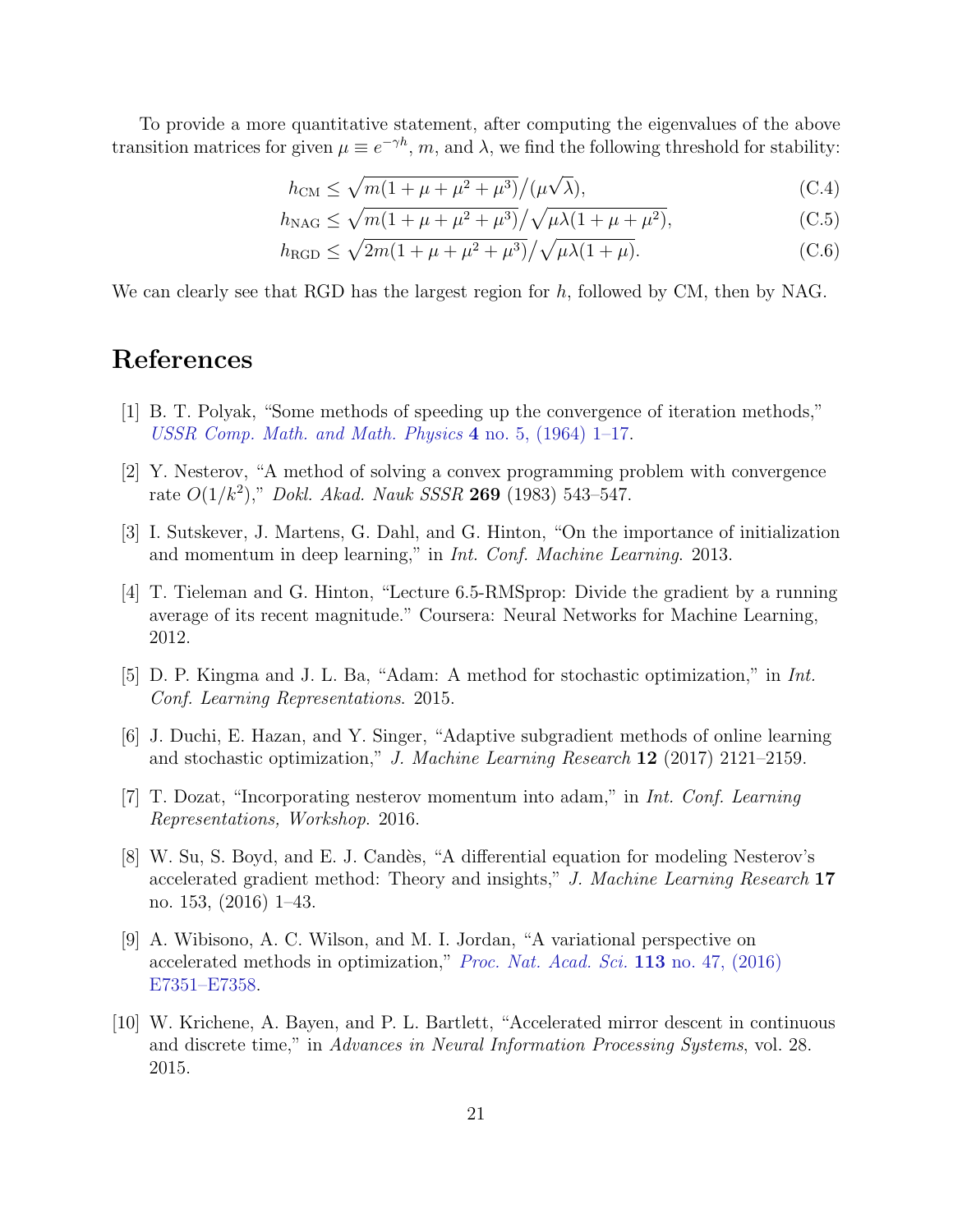To provide a more quantitative statement, after computing the eigenvalues of the above transition matrices for given $\mu \equiv e^{-\gamma h}$, $m$, and $\lambda$, we find the following threshold for stability:

$$h_{\text{CM}} \le \sqrt{m(1+\mu+\mu^2+\mu^3)}/(\mu\sqrt{\lambda}), \tag{C.4}$$

$$h_{\text{NAG}} \le \sqrt{m(1+\mu+\mu^2+\mu^3)}/\sqrt{\mu\lambda(1+\mu+\mu^2)}, \tag{C.5}$$

$$h_{\text{RGD}} \le \sqrt{2m(1+\mu+\mu^2+\mu^3)}/\sqrt{\mu\lambda(1+\mu)}. \tag{C.6}$$

We can clearly see that RGD has the largest region for $h$, followed by CM, then by NAG.

# References

[1] B. T. Polyak, "Some methods of speeding up the convergence of iteration methods," *USSR Comp. Math. and Math. Physics* **4** no. 5, (1964) 1–17.

[2] Y. Nesterov, "A method of solving a convex programming problem with convergence rate $O(1/k^2)$," *Dokl. Akad. Nauk SSSR* **269** (1983) 543–547.

[3] I. Sutskever, J. Martens, G. Dahl, and G. Hinton, "On the importance of initialization and momentum in deep learning," in *Int. Conf. Machine Learning*. 2013.

[4] T. Tieleman and G. Hinton, "Lecture 6.5-RMSprop: Divide the gradient by a running average of its recent magnitude." Coursera: Neural Networks for Machine Learning, 2012.

[5] D. P. Kingma and J. L. Ba, "Adam: A method for stochastic optimization," in *Int. Conf. Learning Representations*. 2015.

[6] J. Duchi, E. Hazan, and Y. Singer, "Adaptive subgradient methods of online learning and stochastic optimization," *J. Machine Learning Research* **12** (2017) 2121–2159.

[7] T. Dozat, "Incorporating nesterov momentum into adam," in *Int. Conf. Learning Representations, Workshop*. 2016.

[8] W. Su, S. Boyd, and E. J. Candès, "A differential equation for modeling Nesterov's accelerated gradient method: Theory and insights," *J. Machine Learning Research* **17** no. 153, (2016) 1–43.

[9] A. Wibisono, A. C. Wilson, and M. I. Jordan, "A variational perspective on accelerated methods in optimization," *Proc. Nat. Acad. Sci.* **113** no. 47, (2016) E7351–E7358.

[10] W. Krichene, A. Bayen, and P. L. Bartlett, "Accelerated mirror descent in continuous and discrete time," in *Advances in Neural Information Processing Systems*, vol. 28. 2015.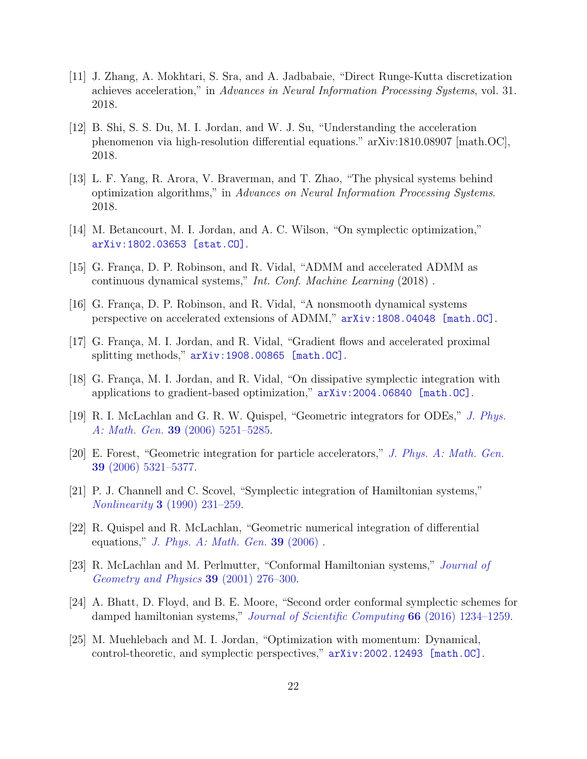[11] J. Zhang, A. Mokhtari, S. Sra, and A. Jadbabaie, "Direct Runge-Kutta discretization achieves acceleration," in *Advances in Neural Information Processing Systems*, vol. 31. 2018.

[12] B. Shi, S. S. Du, M. I. Jordan, and W. J. Su, "Understanding the acceleration phenomenon via high-resolution differential equations." arXiv:1810.08907 [math.OC], 2018.

[13] L. F. Yang, R. Arora, V. Braverman, and T. Zhao, "The physical systems behind optimization algorithms," in *Advances on Neural Information Processing Systems*. 2018.

[14] M. Betancourt, M. I. Jordan, and A. C. Wilson, "On symplectic optimization," arXiv:1802.03653 [stat.CO].

[15] G. França, D. P. Robinson, and R. Vidal, "ADMM and accelerated ADMM as continuous dynamical systems," *Int. Conf. Machine Learning* (2018) .

[16] G. França, D. P. Robinson, and R. Vidal, "A nonsmooth dynamical systems perspective on accelerated extensions of ADMM," arXiv:1808.04048 [math.OC].

[17] G. França, M. I. Jordan, and R. Vidal, "Gradient flows and accelerated proximal splitting methods," arXiv:1908.00865 [math.OC].

[18] G. França, M. I. Jordan, and R. Vidal, "On dissipative symplectic integration with applications to gradient-based optimization," arXiv:2004.06840 [math.OC].

[19] R. I. McLachlan and G. R. W. Quispel, "Geometric integrators for ODEs," *J. Phys. A: Math. Gen.* **39** (2006) 5251–5285.

[20] E. Forest, "Geometric integration for particle accelerators," *J. Phys. A: Math. Gen.* **39** (2006) 5321–5377.

[21] P. J. Channell and C. Scovel, "Symplectic integration of Hamiltonian systems," *Nonlinearity* **3** (1990) 231–259.

[22] R. Quispel and R. McLachlan, "Geometric numerical integration of differential equations," *J. Phys. A: Math. Gen.* **39** (2006) .

[23] R. McLachlan and M. Perlmutter, "Conformal Hamiltonian systems," *Journal of Geometry and Physics* **39** (2001) 276–300.

[24] A. Bhatt, D. Floyd, and B. E. Moore, "Second order conformal symplectic schemes for damped hamiltonian systems," *Journal of Scientific Computing* **66** (2016) 1234–1259.

[25] M. Muehlebach and M. I. Jordan, "Optimization with momentum: Dynamical, control-theoretic, and symplectic perspectives," arXiv:2002.12493 [math.OC].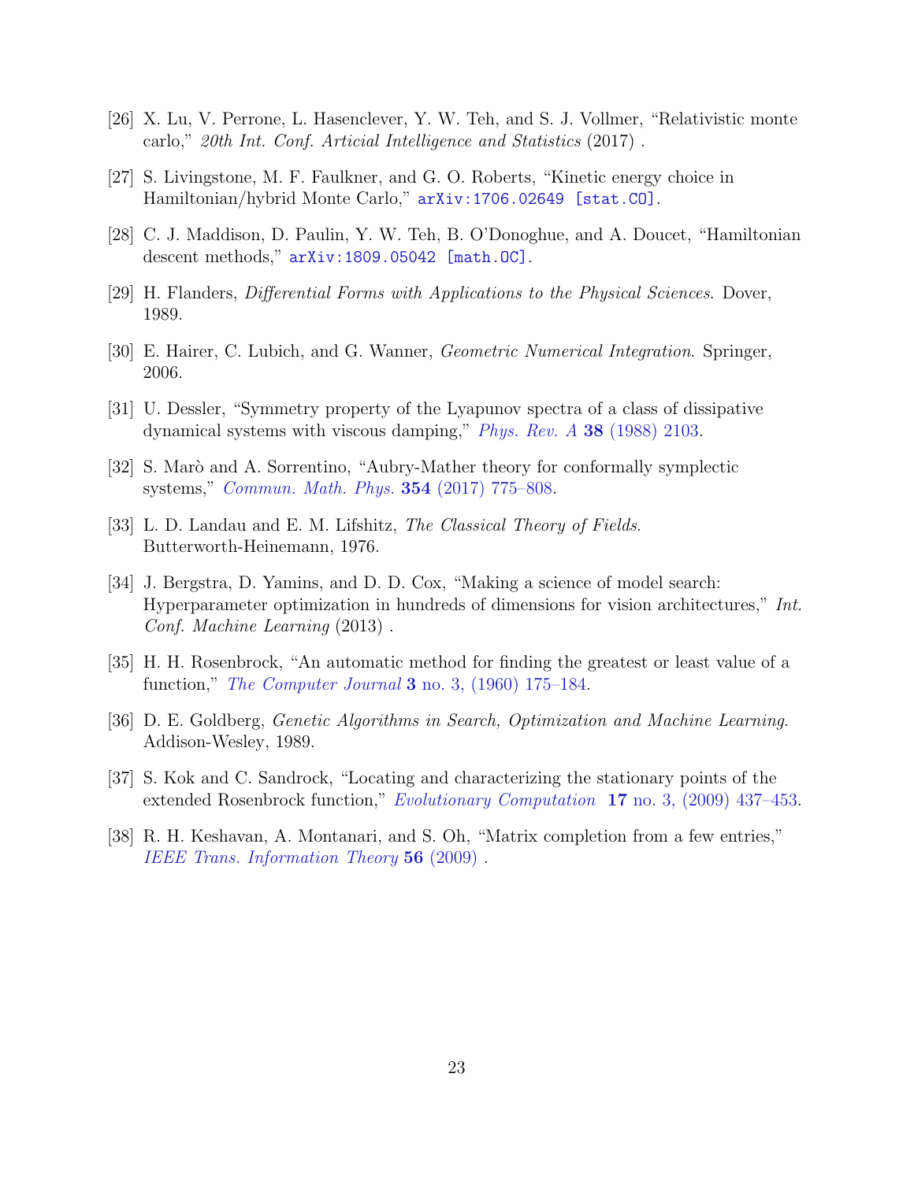[26] X. Lu, V. Perrone, L. Hasenclever, Y. W. Teh, and S. J. Vollmer, "Relativistic monte carlo," *20th Int. Conf. Articial Intelligence and Statistics* (2017) .

[27] S. Livingstone, M. F. Faulkner, and G. O. Roberts, "Kinetic energy choice in Hamiltonian/hybrid Monte Carlo," arXiv:1706.02649 [stat.CO].

[28] C. J. Maddison, D. Paulin, Y. W. Teh, B. O'Donoghue, and A. Doucet, "Hamiltonian descent methods," arXiv:1809.05042 [math.OC].

[29] H. Flanders, *Differential Forms with Applications to the Physical Sciences*. Dover, 1989.

[30] E. Hairer, C. Lubich, and G. Wanner, *Geometric Numerical Integration*. Springer, 2006.

[31] U. Dessler, "Symmetry property of the Lyapunov spectra of a class of dissipative dynamical systems with viscous damping," *Phys. Rev. A* **38** (1988) 2103.

[32] S. Marò and A. Sorrentino, "Aubry-Mather theory for conformally symplectic systems," *Commun. Math. Phys.* **354** (2017) 775–808.

[33] L. D. Landau and E. M. Lifshitz, *The Classical Theory of Fields*. Butterworth-Heinemann, 1976.

[34] J. Bergstra, D. Yamins, and D. D. Cox, "Making a science of model search: Hyperparameter optimization in hundreds of dimensions for vision architectures," *Int. Conf. Machine Learning* (2013) .

[35] H. H. Rosenbrock, "An automatic method for finding the greatest or least value of a function," *The Computer Journal* **3** no. 3, (1960) 175–184.

[36] D. E. Goldberg, *Genetic Algorithms in Search, Optimization and Machine Learning*. Addison-Wesley, 1989.

[37] S. Kok and C. Sandrock, "Locating and characterizing the stationary points of the extended Rosenbrock function," *Evolutionary Computation* **17** no. 3, (2009) 437–453.

[38] R. H. Keshavan, A. Montanari, and S. Oh, "Matrix completion from a few entries," *IEEE Trans. Information Theory* **56** (2009) .